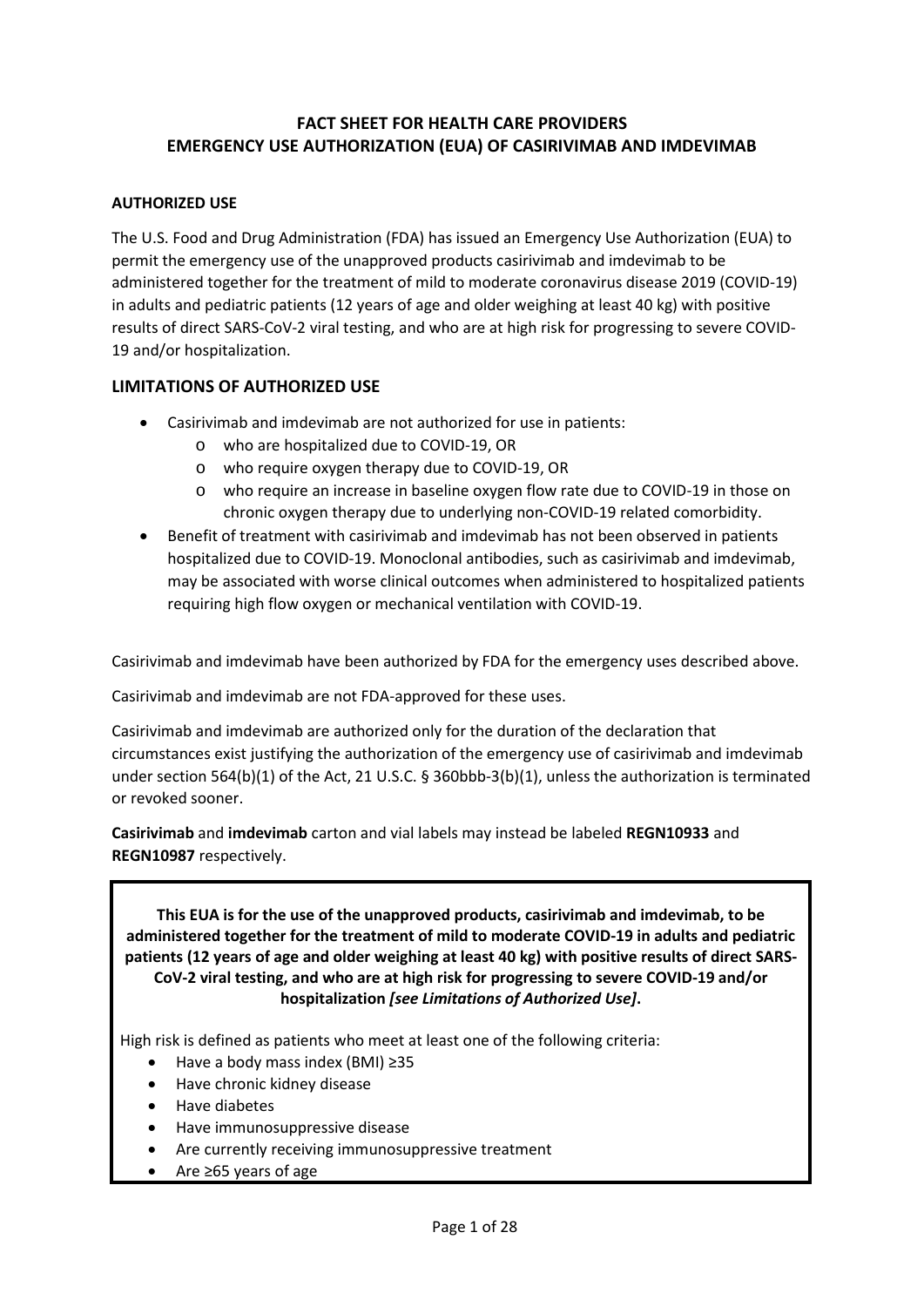# FACT SHEET FOR HEALTH CARE PROVIDERS
# EMERGENCY USE AUTHORIZATION (EUA) OF CASIRIVIMAB AND IMDEVIMAB

**AUTHORIZED USE**

The U.S. Food and Drug Administration (FDA) has issued an Emergency Use Authorization (EUA) to permit the emergency use of the unapproved products casirivimab and imdevimab to be administered together for the treatment of mild to moderate coronavirus disease 2019 (COVID-19) in adults and pediatric patients (12 years of age and older weighing at least 40 kg) with positive results of direct SARS-CoV-2 viral testing, and who are at high risk for progressing to severe COVID-19 and/or hospitalization.

## LIMITATIONS OF AUTHORIZED USE

- Casirivimab and imdevimab are not authorized for use in patients:
  - who are hospitalized due to COVID-19, OR
  - who require oxygen therapy due to COVID-19, OR
  - who require an increase in baseline oxygen flow rate due to COVID-19 in those on chronic oxygen therapy due to underlying non-COVID-19 related comorbidity.
- Benefit of treatment with casirivimab and imdevimab has not been observed in patients hospitalized due to COVID-19. Monoclonal antibodies, such as casirivimab and imdevimab, may be associated with worse clinical outcomes when administered to hospitalized patients requiring high flow oxygen or mechanical ventilation with COVID-19.

Casirivimab and imdevimab have been authorized by FDA for the emergency uses described above.

Casirivimab and imdevimab are not FDA-approved for these uses.

Casirivimab and imdevimab are authorized only for the duration of the declaration that circumstances exist justifying the authorization of the emergency use of casirivimab and imdevimab under section 564(b)(1) of the Act, 21 U.S.C. § 360bbb-3(b)(1), unless the authorization is terminated or revoked sooner.

**Casirivimab** and **imdevimab** carton and vial labels may instead be labeled **REGN10933** and **REGN10987** respectively.

**This EUA is for the use of the unapproved products, casirivimab and imdevimab, to be administered together for the treatment of mild to moderate COVID-19 in adults and pediatric patients (12 years of age and older weighing at least 40 kg) with positive results of direct SARS-CoV-2 viral testing, and who are at high risk for progressing to severe COVID-19 and/or hospitalization *[see Limitations of Authorized Use]*.**

High risk is defined as patients who meet at least one of the following criteria:

- Have a body mass index (BMI) ≥35
- Have chronic kidney disease
- Have diabetes
- Have immunosuppressive disease
- Are currently receiving immunosuppressive treatment
- Are ≥65 years of age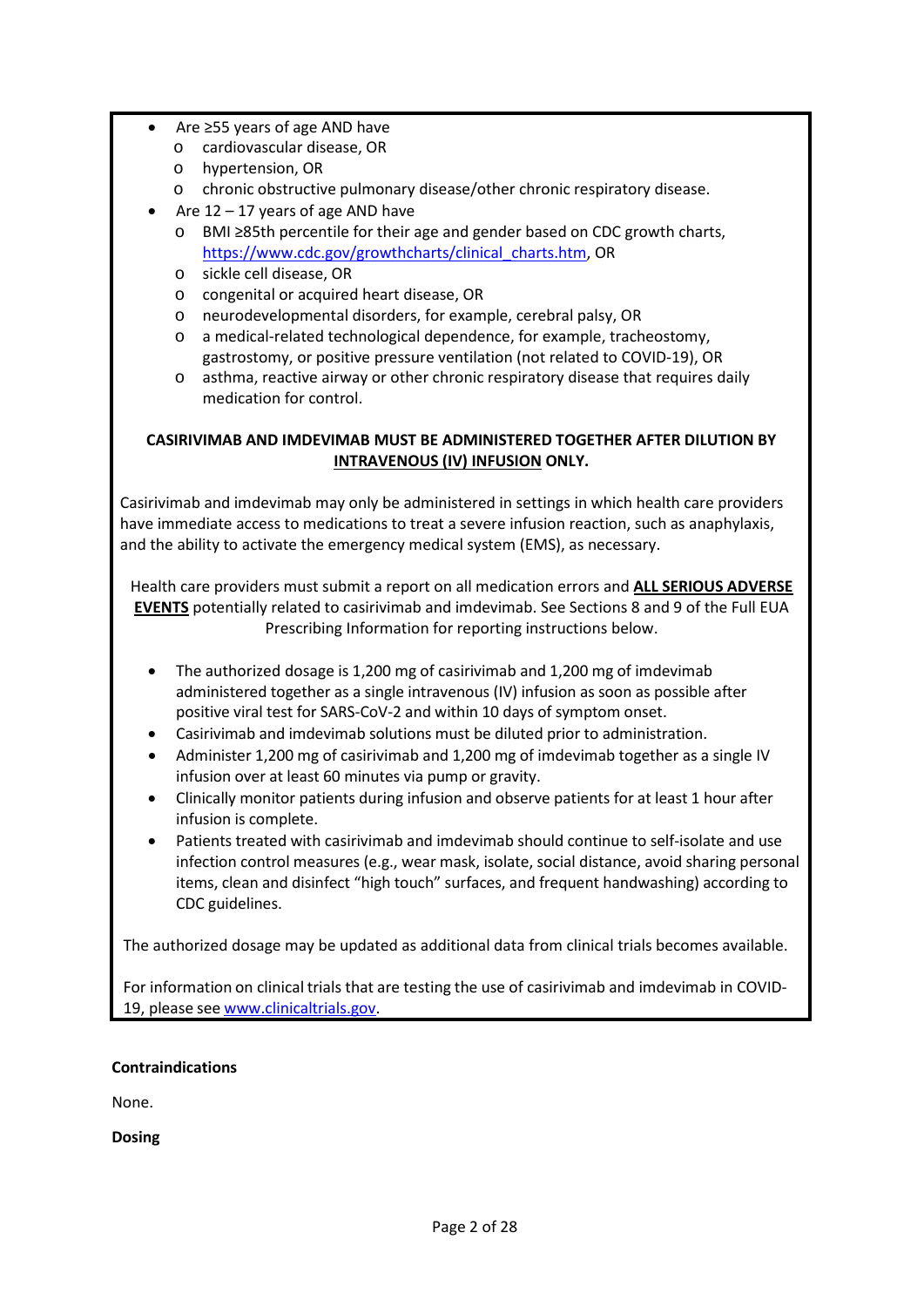- Are ≥55 years of age AND have
  - cardiovascular disease, OR
  - hypertension, OR
  - chronic obstructive pulmonary disease/other chronic respiratory disease.
- Are 12 – 17 years of age AND have
  - BMI ≥85th percentile for their age and gender based on CDC growth charts, https://www.cdc.gov/growthcharts/clinical_charts.htm, OR
  - sickle cell disease, OR
  - congenital or acquired heart disease, OR
  - neurodevelopmental disorders, for example, cerebral palsy, OR
  - a medical-related technological dependence, for example, tracheostomy, gastrostomy, or positive pressure ventilation (not related to COVID-19), OR
  - asthma, reactive airway or other chronic respiratory disease that requires daily medication for control.

**CASIRIVIMAB AND IMDEVIMAB MUST BE ADMINISTERED TOGETHER AFTER DILUTION BY INTRAVENOUS (IV) INFUSION ONLY.**

Casirivimab and imdevimab may only be administered in settings in which health care providers have immediate access to medications to treat a severe infusion reaction, such as anaphylaxis, and the ability to activate the emergency medical system (EMS), as necessary.

Health care providers must submit a report on all medication errors and **ALL SERIOUS ADVERSE EVENTS** potentially related to casirivimab and imdevimab. See Sections 8 and 9 of the Full EUA Prescribing Information for reporting instructions below.

- The authorized dosage is 1,200 mg of casirivimab and 1,200 mg of imdevimab administered together as a single intravenous (IV) infusion as soon as possible after positive viral test for SARS-CoV-2 and within 10 days of symptom onset.
- Casirivimab and imdevimab solutions must be diluted prior to administration.
- Administer 1,200 mg of casirivimab and 1,200 mg of imdevimab together as a single IV infusion over at least 60 minutes via pump or gravity.
- Clinically monitor patients during infusion and observe patients for at least 1 hour after infusion is complete.
- Patients treated with casirivimab and imdevimab should continue to self-isolate and use infection control measures (e.g., wear mask, isolate, social distance, avoid sharing personal items, clean and disinfect "high touch" surfaces, and frequent handwashing) according to CDC guidelines.

The authorized dosage may be updated as additional data from clinical trials becomes available.

For information on clinical trials that are testing the use of casirivimab and imdevimab in COVID-19, please see www.clinicaltrials.gov.

**Contraindications**

None.

**Dosing**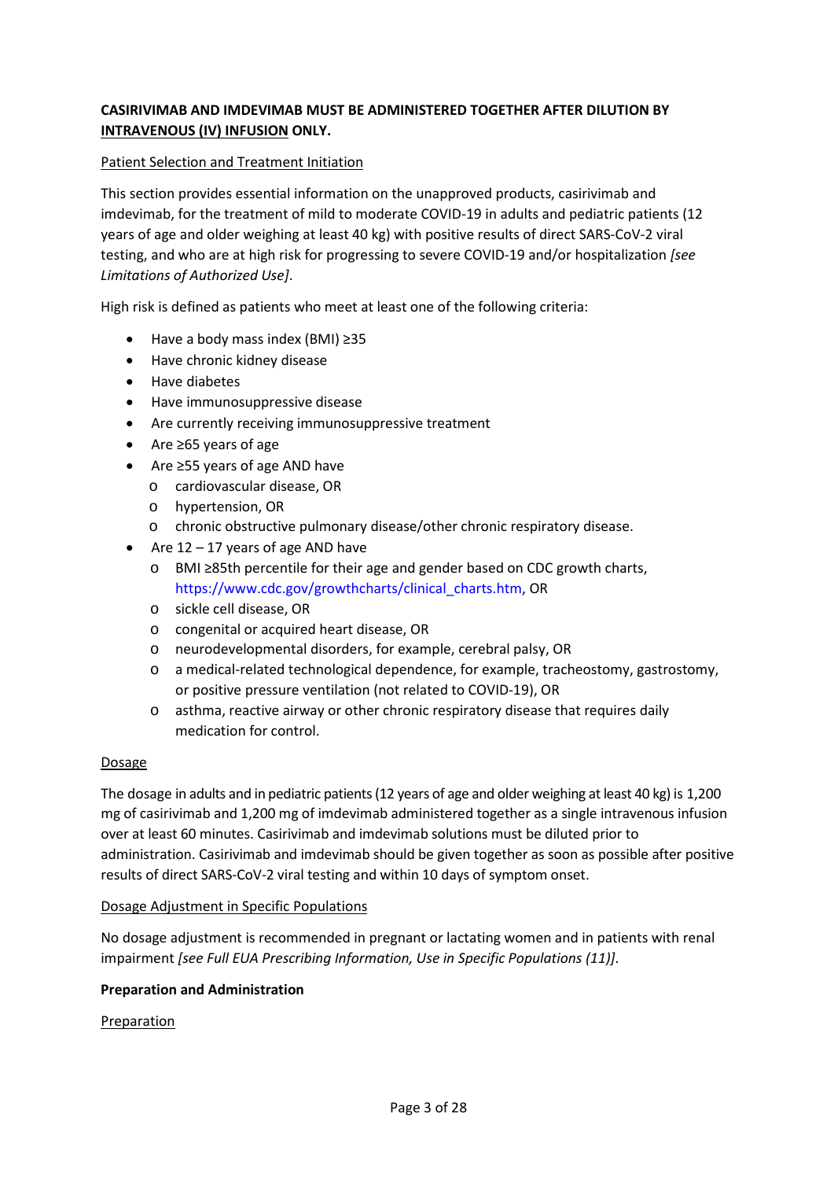**CASIRIVIMAB AND IMDEVIMAB MUST BE ADMINISTERED TOGETHER AFTER DILUTION BY <u>INTRAVENOUS (IV) INFUSION</u> ONLY.**

<u>Patient Selection and Treatment Initiation</u>

This section provides essential information on the unapproved products, casirivimab and imdevimab, for the treatment of mild to moderate COVID-19 in adults and pediatric patients (12 years of age and older weighing at least 40 kg) with positive results of direct SARS-CoV-2 viral testing, and who are at high risk for progressing to severe COVID-19 and/or hospitalization *[see Limitations of Authorized Use]*.

High risk is defined as patients who meet at least one of the following criteria:

- Have a body mass index (BMI) ≥35
- Have chronic kidney disease
- Have diabetes
- Have immunosuppressive disease
- Are currently receiving immunosuppressive treatment
- Are ≥65 years of age
- Are ≥55 years of age AND have
  - cardiovascular disease, OR
  - hypertension, OR
  - chronic obstructive pulmonary disease/other chronic respiratory disease.
- Are 12 – 17 years of age AND have
  - BMI ≥85th percentile for their age and gender based on CDC growth charts, https://www.cdc.gov/growthcharts/clinical_charts.htm, OR
  - sickle cell disease, OR
  - congenital or acquired heart disease, OR
  - neurodevelopmental disorders, for example, cerebral palsy, OR
  - a medical-related technological dependence, for example, tracheostomy, gastrostomy, or positive pressure ventilation (not related to COVID-19), OR
  - asthma, reactive airway or other chronic respiratory disease that requires daily medication for control.

<u>Dosage</u>

The dosage in adults and in pediatric patients (12 years of age and older weighing at least 40 kg) is 1,200 mg of casirivimab and 1,200 mg of imdevimab administered together as a single intravenous infusion over at least 60 minutes. Casirivimab and imdevimab solutions must be diluted prior to administration. Casirivimab and imdevimab should be given together as soon as possible after positive results of direct SARS-CoV-2 viral testing and within 10 days of symptom onset.

<u>Dosage Adjustment in Specific Populations</u>

No dosage adjustment is recommended in pregnant or lactating women and in patients with renal impairment *[see Full EUA Prescribing Information, Use in Specific Populations (11)]*.

**Preparation and Administration**

<u>Preparation</u>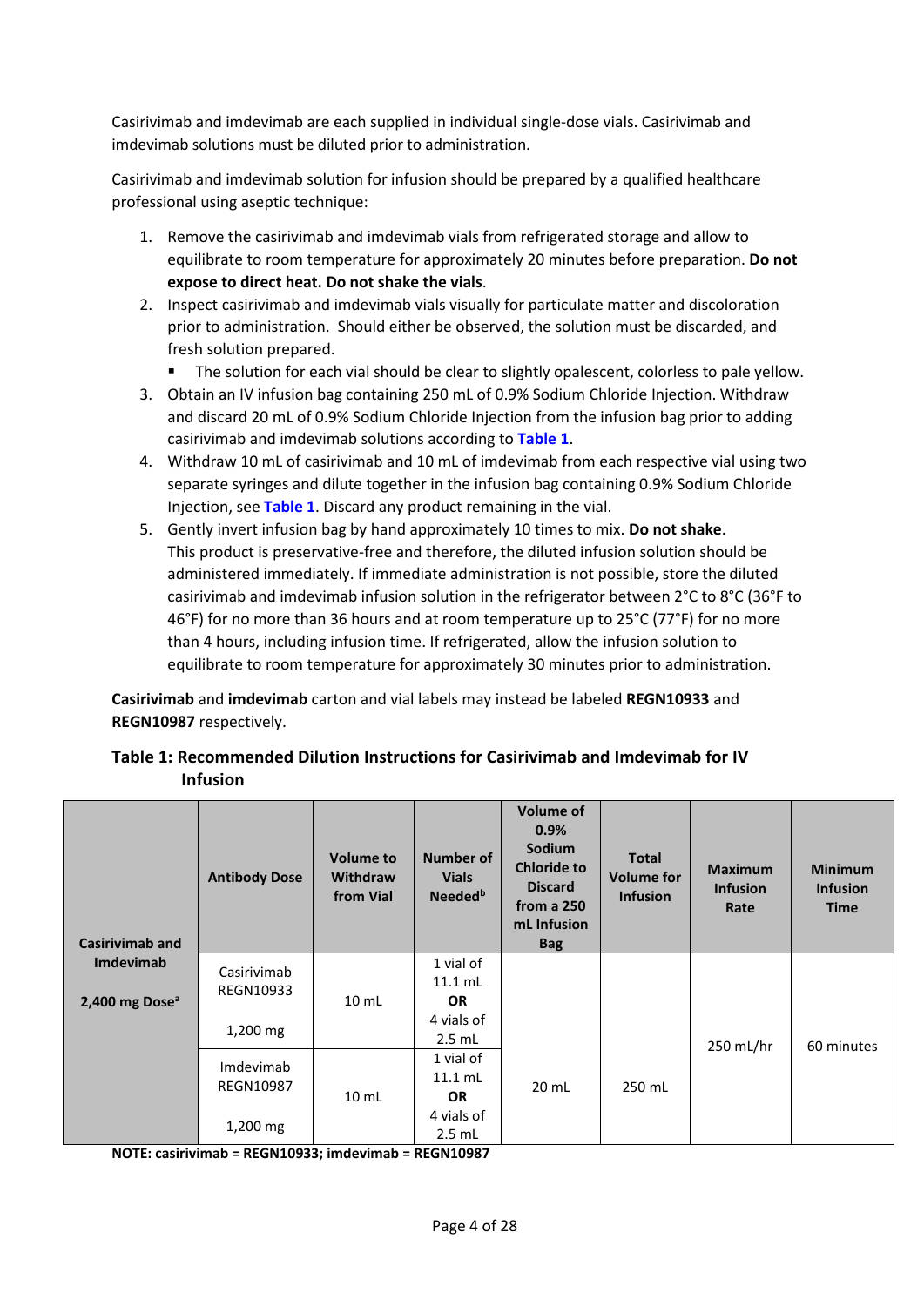Casirivimab and imdevimab are each supplied in individual single-dose vials. Casirivimab and imdevimab solutions must be diluted prior to administration.

Casirivimab and imdevimab solution for infusion should be prepared by a qualified healthcare professional using aseptic technique:

1. Remove the casirivimab and imdevimab vials from refrigerated storage and allow to equilibrate to room temperature for approximately 20 minutes before preparation. **Do not expose to direct heat. Do not shake the vials**.
2. Inspect casirivimab and imdevimab vials visually for particulate matter and discoloration prior to administration. Should either be observed, the solution must be discarded, and fresh solution prepared.
   - The solution for each vial should be clear to slightly opalescent, colorless to pale yellow.
3. Obtain an IV infusion bag containing 250 mL of 0.9% Sodium Chloride Injection. Withdraw and discard 20 mL of 0.9% Sodium Chloride Injection from the infusion bag prior to adding casirivimab and imdevimab solutions according to **Table 1**.
4. Withdraw 10 mL of casirivimab and 10 mL of imdevimab from each respective vial using two separate syringes and dilute together in the infusion bag containing 0.9% Sodium Chloride Injection, see **Table 1**. Discard any product remaining in the vial.
5. Gently invert infusion bag by hand approximately 10 times to mix. **Do not shake**. This product is preservative-free and therefore, the diluted infusion solution should be administered immediately. If immediate administration is not possible, store the diluted casirivimab and imdevimab infusion solution in the refrigerator between 2°C to 8°C (36°F to 46°F) for no more than 36 hours and at room temperature up to 25°C (77°F) for no more than 4 hours, including infusion time. If refrigerated, allow the infusion solution to equilibrate to room temperature for approximately 30 minutes prior to administration.

**Casirivimab** and **imdevimab** carton and vial labels may instead be labeled **REGN10933** and **REGN10987** respectively.

**Table 1: Recommended Dilution Instructions for Casirivimab and Imdevimab for IV Infusion**

| Casirivimab and Imdevimab 2,400 mg Dose[a] | Antibody Dose | Volume to Withdraw from Vial | Number of Vials Needed[b] | Volume of 0.9% Sodium Chloride to Discard from a 250 mL Infusion Bag | Total Volume for Infusion | Maximum Infusion Rate | Minimum Infusion Time |
|---|---|---|---|---|---|---|---|
| | Casirivimab REGN10933 1,200 mg | 10 mL | 1 vial of 11.1 mL **OR** 4 vials of 2.5 mL | 20 mL | 250 mL | 250 mL/hr | 60 minutes |
| | Imdevimab REGN10987 1,200 mg | 10 mL | 1 vial of 11.1 mL **OR** 4 vials of 2.5 mL | | | | |

**NOTE: casirivimab = REGN10933; imdevimab = REGN10987**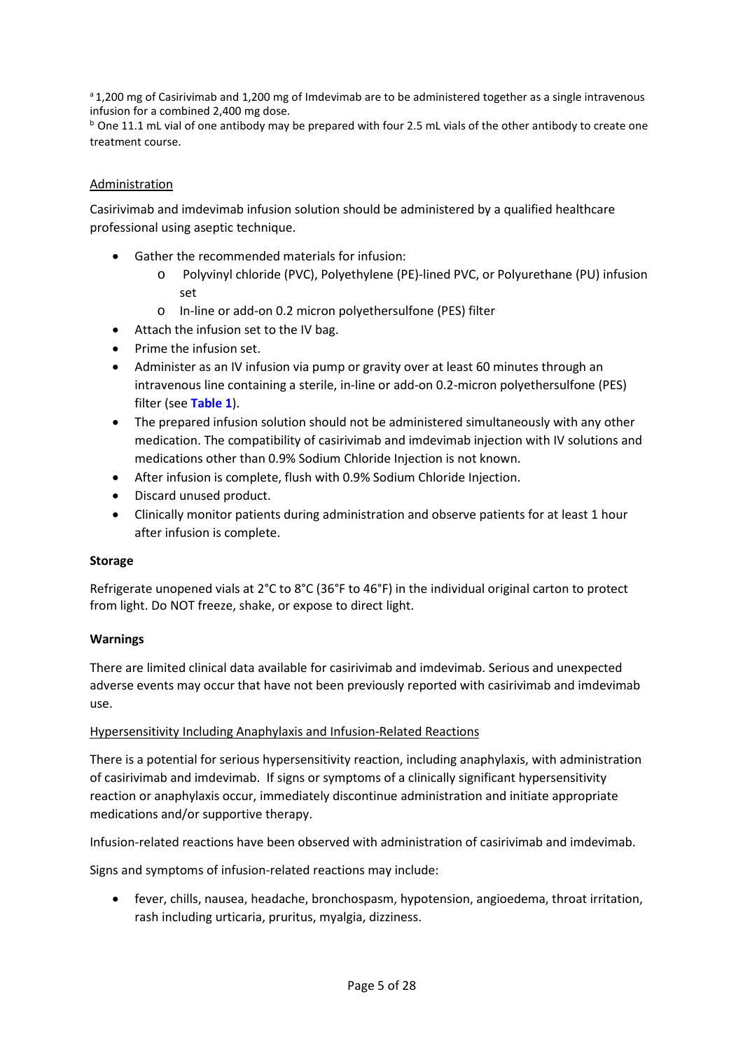[a] 1,200 mg of Casirivimab and 1,200 mg of Imdevimab are to be administered together as a single intravenous infusion for a combined 2,400 mg dose.

[b] One 11.1 mL vial of one antibody may be prepared with four 2.5 mL vials of the other antibody to create one treatment course.

Administration

Casirivimab and imdevimab infusion solution should be administered by a qualified healthcare professional using aseptic technique.

- Gather the recommended materials for infusion:
  - Polyvinyl chloride (PVC), Polyethylene (PE)-lined PVC, or Polyurethane (PU) infusion set
  - In-line or add-on 0.2 micron polyethersulfone (PES) filter
- Attach the infusion set to the IV bag.
- Prime the infusion set.
- Administer as an IV infusion via pump or gravity over at least 60 minutes through an intravenous line containing a sterile, in-line or add-on 0.2-micron polyethersulfone (PES) filter (see **Table 1**).
- The prepared infusion solution should not be administered simultaneously with any other medication. The compatibility of casirivimab and imdevimab injection with IV solutions and medications other than 0.9% Sodium Chloride Injection is not known.
- After infusion is complete, flush with 0.9% Sodium Chloride Injection.
- Discard unused product.
- Clinically monitor patients during administration and observe patients for at least 1 hour after infusion is complete.

**Storage**

Refrigerate unopened vials at 2°C to 8°C (36°F to 46°F) in the individual original carton to protect from light. Do NOT freeze, shake, or expose to direct light.

**Warnings**

There are limited clinical data available for casirivimab and imdevimab. Serious and unexpected adverse events may occur that have not been previously reported with casirivimab and imdevimab use.

Hypersensitivity Including Anaphylaxis and Infusion-Related Reactions

There is a potential for serious hypersensitivity reaction, including anaphylaxis, with administration of casirivimab and imdevimab. If signs or symptoms of a clinically significant hypersensitivity reaction or anaphylaxis occur, immediately discontinue administration and initiate appropriate medications and/or supportive therapy.

Infusion-related reactions have been observed with administration of casirivimab and imdevimab.

Signs and symptoms of infusion-related reactions may include:

- fever, chills, nausea, headache, bronchospasm, hypotension, angioedema, throat irritation, rash including urticaria, pruritus, myalgia, dizziness.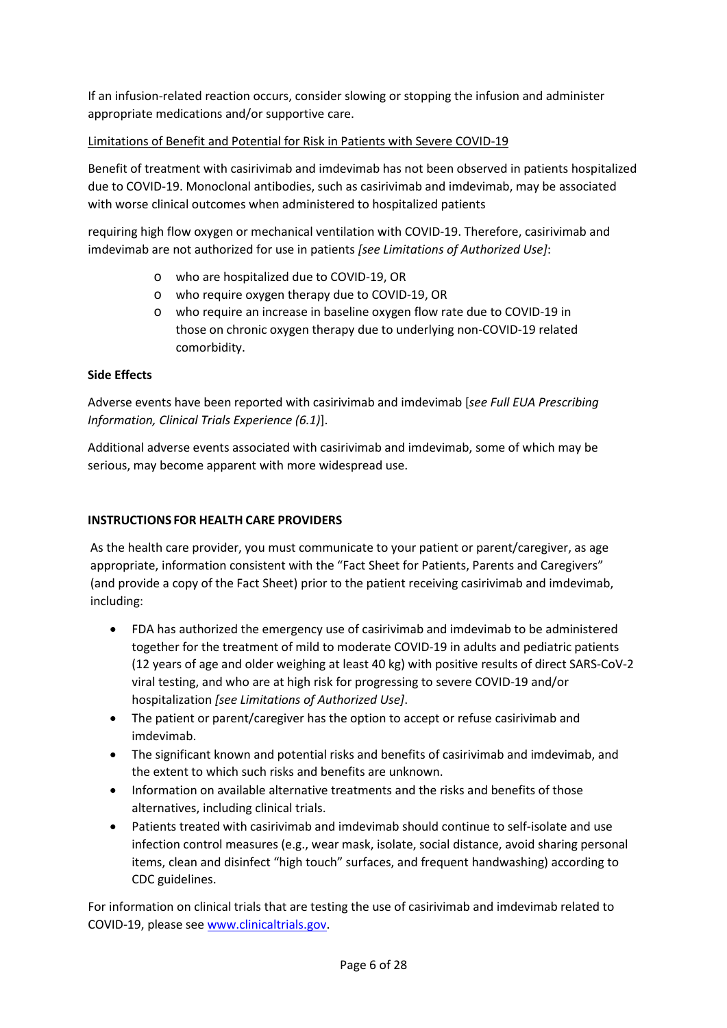If an infusion-related reaction occurs, consider slowing or stopping the infusion and administer appropriate medications and/or supportive care.

Limitations of Benefit and Potential for Risk in Patients with Severe COVID-19

Benefit of treatment with casirivimab and imdevimab has not been observed in patients hospitalized due to COVID-19. Monoclonal antibodies, such as casirivimab and imdevimab, may be associated with worse clinical outcomes when administered to hospitalized patients

requiring high flow oxygen or mechanical ventilation with COVID-19. Therefore, casirivimab and imdevimab are not authorized for use in patients *[see Limitations of Authorized Use]*:

- o who are hospitalized due to COVID-19, OR
- o who require oxygen therapy due to COVID-19, OR
- o who require an increase in baseline oxygen flow rate due to COVID-19 in those on chronic oxygen therapy due to underlying non-COVID-19 related comorbidity.

**Side Effects**

Adverse events have been reported with casirivimab and imdevimab [*see Full EUA Prescribing Information, Clinical Trials Experience (6.1)*].

Additional adverse events associated with casirivimab and imdevimab, some of which may be serious, may become apparent with more widespread use.

**INSTRUCTIONS FOR HEALTH CARE PROVIDERS**

As the health care provider, you must communicate to your patient or parent/caregiver, as age appropriate, information consistent with the "Fact Sheet for Patients, Parents and Caregivers" (and provide a copy of the Fact Sheet) prior to the patient receiving casirivimab and imdevimab, including:

- FDA has authorized the emergency use of casirivimab and imdevimab to be administered together for the treatment of mild to moderate COVID-19 in adults and pediatric patients (12 years of age and older weighing at least 40 kg) with positive results of direct SARS-CoV-2 viral testing, and who are at high risk for progressing to severe COVID-19 and/or hospitalization *[see Limitations of Authorized Use]*.
- The patient or parent/caregiver has the option to accept or refuse casirivimab and imdevimab.
- The significant known and potential risks and benefits of casirivimab and imdevimab, and the extent to which such risks and benefits are unknown.
- Information on available alternative treatments and the risks and benefits of those alternatives, including clinical trials.
- Patients treated with casirivimab and imdevimab should continue to self-isolate and use infection control measures (e.g., wear mask, isolate, social distance, avoid sharing personal items, clean and disinfect "high touch" surfaces, and frequent handwashing) according to CDC guidelines.

For information on clinical trials that are testing the use of casirivimab and imdevimab related to COVID-19, please see www.clinicaltrials.gov.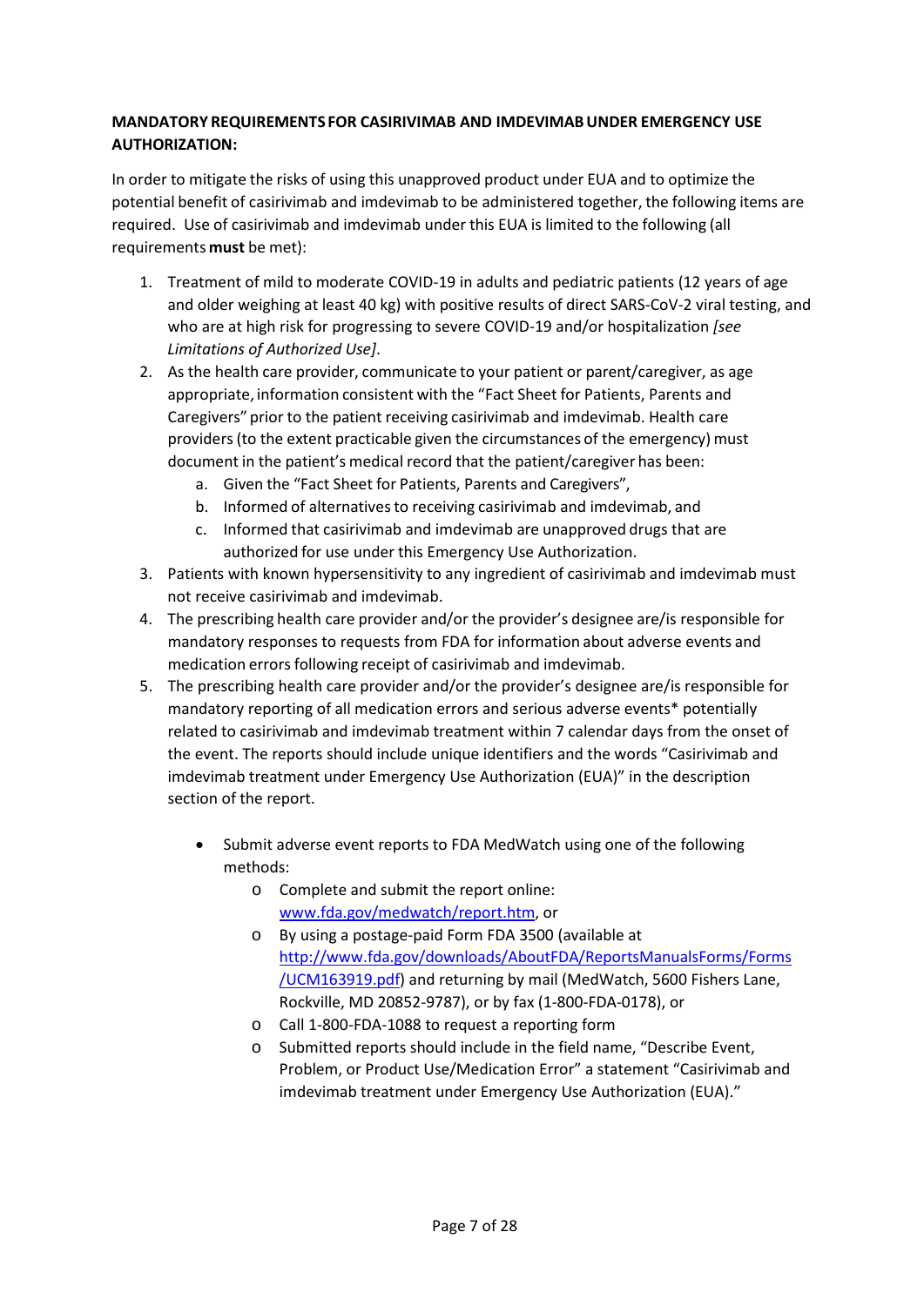**MANDATORY REQUIREMENTS FOR CASIRIVIMAB AND IMDEVIMAB UNDER EMERGENCY USE AUTHORIZATION:**

In order to mitigate the risks of using this unapproved product under EUA and to optimize the potential benefit of casirivimab and imdevimab to be administered together, the following items are required. Use of casirivimab and imdevimab under this EUA is limited to the following (all requirements **must** be met):

1. Treatment of mild to moderate COVID-19 in adults and pediatric patients (12 years of age and older weighing at least 40 kg) with positive results of direct SARS-CoV-2 viral testing, and who are at high risk for progressing to severe COVID-19 and/or hospitalization *[see Limitations of Authorized Use]*.
2. As the health care provider, communicate to your patient or parent/caregiver, as age appropriate, information consistent with the "Fact Sheet for Patients, Parents and Caregivers" prior to the patient receiving casirivimab and imdevimab. Health care providers (to the extent practicable given the circumstances of the emergency) must document in the patient's medical record that the patient/caregiver has been:
   a. Given the "Fact Sheet for Patients, Parents and Caregivers",
   b. Informed of alternatives to receiving casirivimab and imdevimab, and
   c. Informed that casirivimab and imdevimab are unapproved drugs that are authorized for use under this Emergency Use Authorization.
3. Patients with known hypersensitivity to any ingredient of casirivimab and imdevimab must not receive casirivimab and imdevimab.
4. The prescribing health care provider and/or the provider's designee are/is responsible for mandatory responses to requests from FDA for information about adverse events and medication errors following receipt of casirivimab and imdevimab.
5. The prescribing health care provider and/or the provider's designee are/is responsible for mandatory reporting of all medication errors and serious adverse events* potentially related to casirivimab and imdevimab treatment within 7 calendar days from the onset of the event. The reports should include unique identifiers and the words "Casirivimab and imdevimab treatment under Emergency Use Authorization (EUA)" in the description section of the report.

   - Submit adverse event reports to FDA MedWatch using one of the following methods:
     - Complete and submit the report online: www.fda.gov/medwatch/report.htm, or
     - By using a postage-paid Form FDA 3500 (available at http://www.fda.gov/downloads/AboutFDA/ReportsManualsForms/Forms/UCM163919.pdf) and returning by mail (MedWatch, 5600 Fishers Lane, Rockville, MD 20852-9787), or by fax (1-800-FDA-0178), or
     - Call 1-800-FDA-1088 to request a reporting form
     - Submitted reports should include in the field name, "Describe Event, Problem, or Product Use/Medication Error" a statement "Casirivimab and imdevimab treatment under Emergency Use Authorization (EUA)."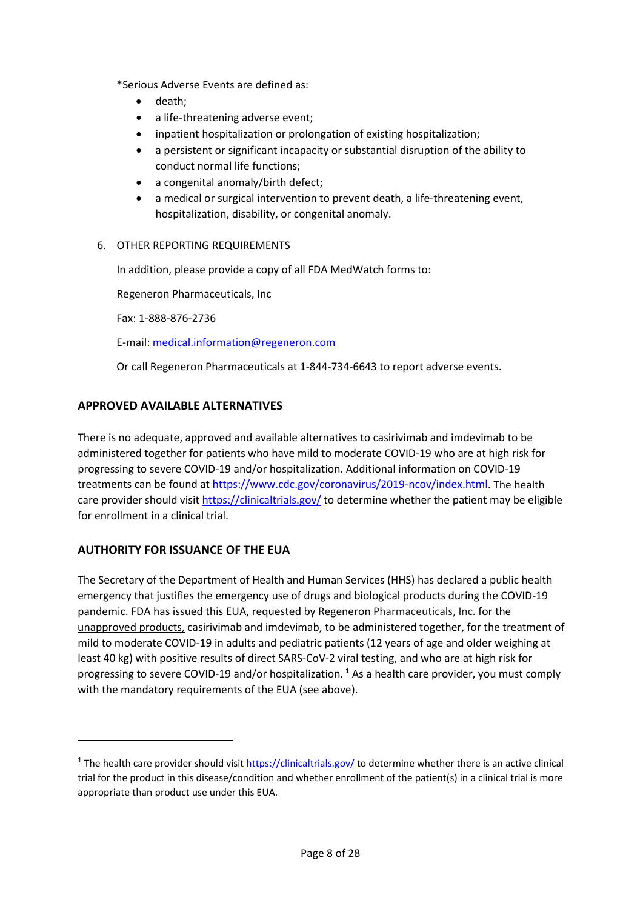*Serious Adverse Events are defined as:

- death;
- a life-threatening adverse event;
- inpatient hospitalization or prolongation of existing hospitalization;
- a persistent or significant incapacity or substantial disruption of the ability to conduct normal life functions;
- a congenital anomaly/birth defect;
- a medical or surgical intervention to prevent death, a life-threatening event, hospitalization, disability, or congenital anomaly.

6. OTHER REPORTING REQUIREMENTS

   In addition, please provide a copy of all FDA MedWatch forms to:

   Regeneron Pharmaceuticals, Inc

   Fax: 1-888-876-2736

   E-mail: medical.information@regeneron.com

   Or call Regeneron Pharmaceuticals at 1-844-734-6643 to report adverse events.

## APPROVED AVAILABLE ALTERNATIVES

There is no adequate, approved and available alternatives to casirivimab and imdevimab to be administered together for patients who have mild to moderate COVID-19 who are at high risk for progressing to severe COVID-19 and/or hospitalization. Additional information on COVID-19 treatments can be found at https://www.cdc.gov/coronavirus/2019-ncov/index.html. The health care provider should visit https://clinicaltrials.gov/ to determine whether the patient may be eligible for enrollment in a clinical trial.

## AUTHORITY FOR ISSUANCE OF THE EUA

The Secretary of the Department of Health and Human Services (HHS) has declared a public health emergency that justifies the emergency use of drugs and biological products during the COVID-19 pandemic. FDA has issued this EUA, requested by Regeneron Pharmaceuticals, Inc. for the unapproved products, casirivimab and imdevimab, to be administered together, for the treatment of mild to moderate COVID-19 in adults and pediatric patients (12 years of age and older weighing at least 40 kg) with positive results of direct SARS-CoV-2 viral testing, and who are at high risk for progressing to severe COVID-19 and/or hospitalization. [1] As a health care provider, you must comply with the mandatory requirements of the EUA (see above).

---

[1] The health care provider should visit https://clinicaltrials.gov/ to determine whether there is an active clinical trial for the product in this disease/condition and whether enrollment of the patient(s) in a clinical trial is more appropriate than product use under this EUA.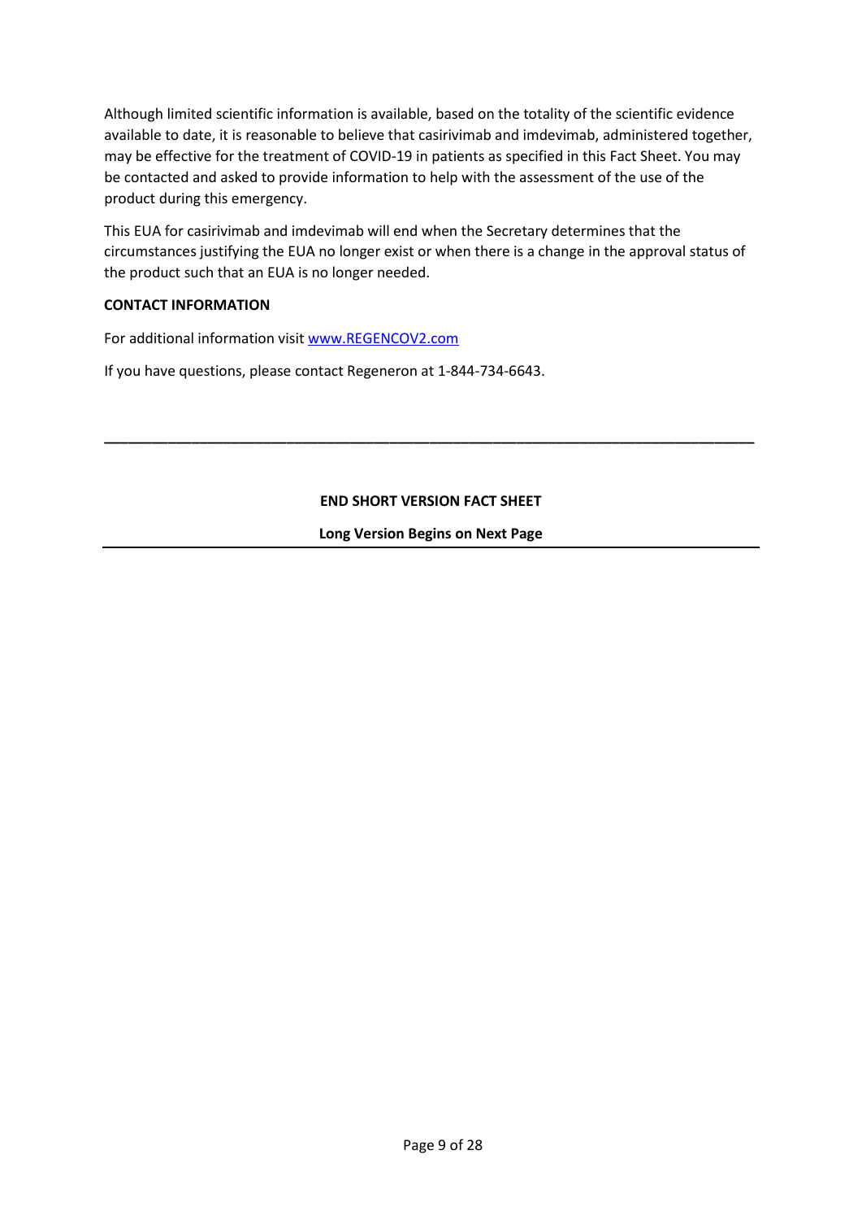Although limited scientific information is available, based on the totality of the scientific evidence available to date, it is reasonable to believe that casirivimab and imdevimab, administered together, may be effective for the treatment of COVID-19 in patients as specified in this Fact Sheet. You may be contacted and asked to provide information to help with the assessment of the use of the product during this emergency.

This EUA for casirivimab and imdevimab will end when the Secretary determines that the circumstances justifying the EUA no longer exist or when there is a change in the approval status of the product such that an EUA is no longer needed.

**CONTACT INFORMATION**

For additional information visit [www.REGENCOV2.com](www.REGENCOV2.com)

If you have questions, please contact Regeneron at 1-844-734-6643.

---

**END SHORT VERSION FACT SHEET**

**Long Version Begins on Next Page**

---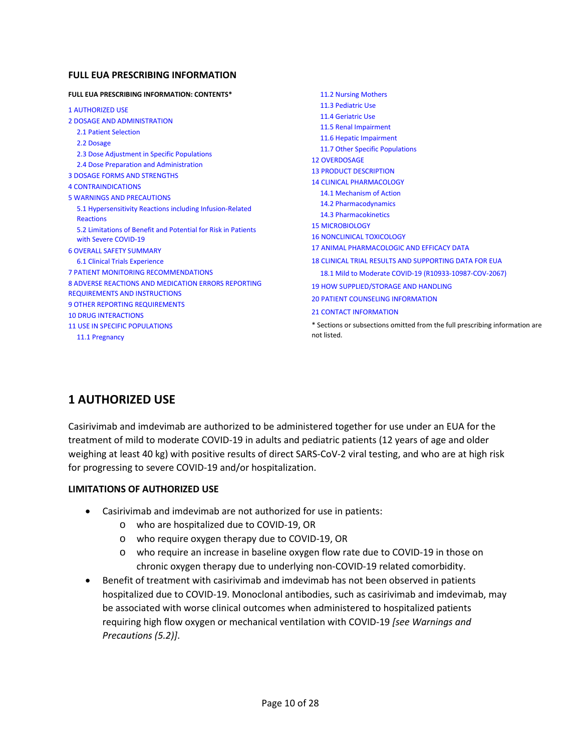## FULL EUA PRESCRIBING INFORMATION

**FULL EUA PRESCRIBING INFORMATION: CONTENTS***

1 AUTHORIZED USE
2 DOSAGE AND ADMINISTRATION
- 2.1 Patient Selection
- 2.2 Dosage
- 2.3 Dose Adjustment in Specific Populations
- 2.4 Dose Preparation and Administration

3 DOSAGE FORMS AND STRENGTHS
4 CONTRAINDICATIONS
5 WARNINGS AND PRECAUTIONS
- 5.1 Hypersensitivity Reactions including Infusion-Related Reactions
- 5.2 Limitations of Benefit and Potential for Risk in Patients with Severe COVID-19

6 OVERALL SAFETY SUMMARY
- 6.1 Clinical Trials Experience

7 PATIENT MONITORING RECOMMENDATIONS
8 ADVERSE REACTIONS AND MEDICATION ERRORS REPORTING REQUIREMENTS AND INSTRUCTIONS
9 OTHER REPORTING REQUIREMENTS
10 DRUG INTERACTIONS
11 USE IN SPECIFIC POPULATIONS
- 11.1 Pregnancy
- 11.2 Nursing Mothers
- 11.3 Pediatric Use
- 11.4 Geriatric Use
- 11.5 Renal Impairment
- 11.6 Hepatic Impairment
- 11.7 Other Specific Populations

12 OVERDOSAGE
13 PRODUCT DESCRIPTION
14 CLINICAL PHARMACOLOGY
- 14.1 Mechanism of Action
- 14.2 Pharmacodynamics
- 14.3 Pharmacokinetics

15 MICROBIOLOGY
16 NONCLINICAL TOXICOLOGY
17 ANIMAL PHARMACOLOGIC AND EFFICACY DATA
18 CLINICAL TRIAL RESULTS AND SUPPORTING DATA FOR EUA
- 18.1 Mild to Moderate COVID-19 (R10933-10987-COV-2067)

19 HOW SUPPLIED/STORAGE AND HANDLING
20 PATIENT COUNSELING INFORMATION
21 CONTACT INFORMATION

* Sections or subsections omitted from the full prescribing information are not listed.

# 1 AUTHORIZED USE

Casirivimab and imdevimab are authorized to be administered together for use under an EUA for the treatment of mild to moderate COVID-19 in adults and pediatric patients (12 years of age and older weighing at least 40 kg) with positive results of direct SARS-CoV-2 viral testing, and who are at high risk for progressing to severe COVID-19 and/or hospitalization.

**LIMITATIONS OF AUTHORIZED USE**

- Casirivimab and imdevimab are not authorized for use in patients:
  - who are hospitalized due to COVID-19, OR
  - who require oxygen therapy due to COVID-19, OR
  - who require an increase in baseline oxygen flow rate due to COVID-19 in those on chronic oxygen therapy due to underlying non-COVID-19 related comorbidity.
- Benefit of treatment with casirivimab and imdevimab has not been observed in patients hospitalized due to COVID-19. Monoclonal antibodies, such as casirivimab and imdevimab, may be associated with worse clinical outcomes when administered to hospitalized patients requiring high flow oxygen or mechanical ventilation with COVID-19 *[see Warnings and Precautions (5.2)]*.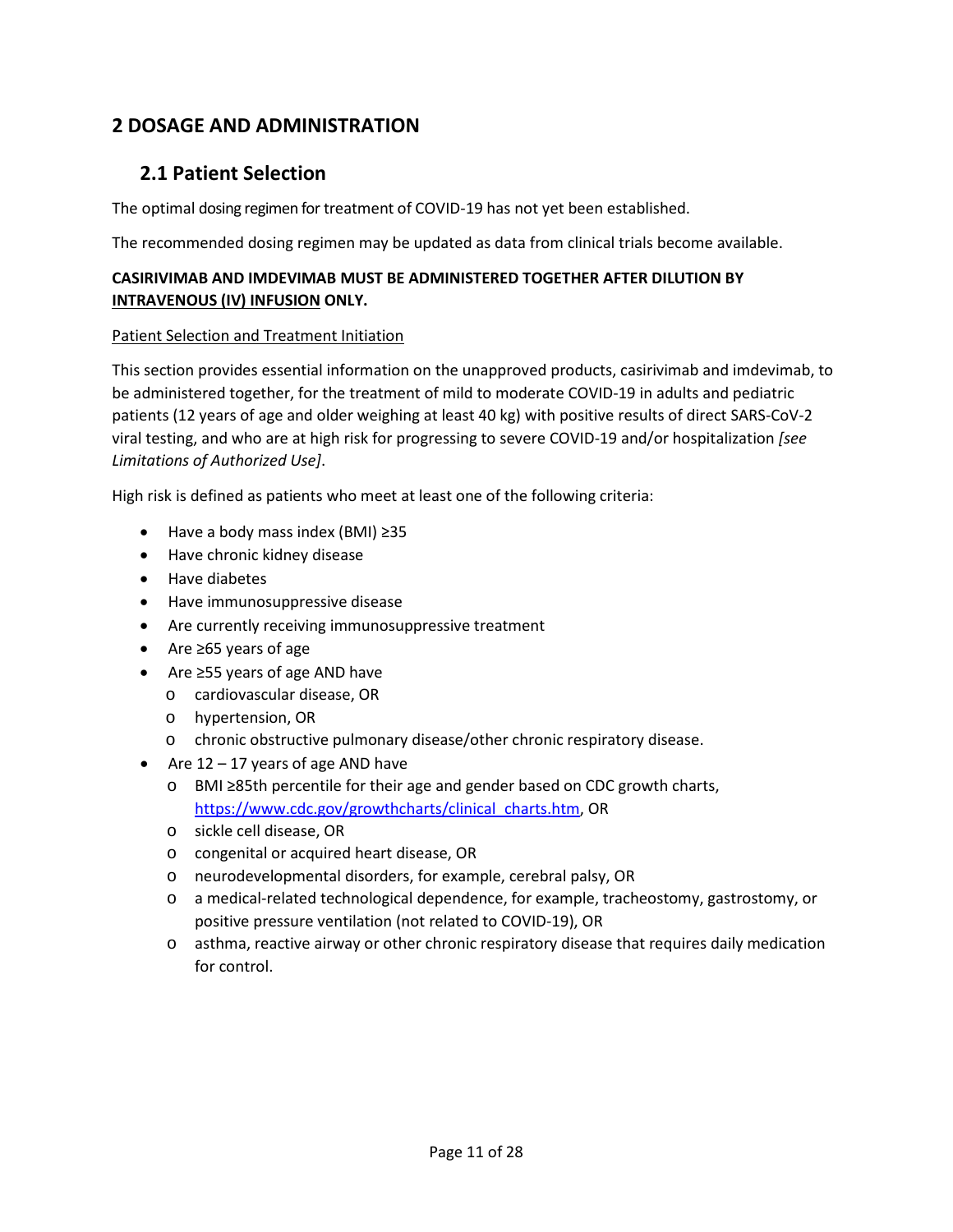## 2 DOSAGE AND ADMINISTRATION

### 2.1 Patient Selection

The optimal dosing regimen for treatment of COVID-19 has not yet been established.

The recommended dosing regimen may be updated as data from clinical trials become available.

**CASIRIVIMAB AND IMDEVIMAB MUST BE ADMINISTERED TOGETHER AFTER DILUTION BY <u>INTRAVENOUS (IV) INFUSION</u> ONLY.**

<u>Patient Selection and Treatment Initiation</u>

This section provides essential information on the unapproved products, casirivimab and imdevimab, to be administered together, for the treatment of mild to moderate COVID-19 in adults and pediatric patients (12 years of age and older weighing at least 40 kg) with positive results of direct SARS-CoV-2 viral testing, and who are at high risk for progressing to severe COVID-19 and/or hospitalization *[see Limitations of Authorized Use]*.

High risk is defined as patients who meet at least one of the following criteria:

- Have a body mass index (BMI) ≥35
- Have chronic kidney disease
- Have diabetes
- Have immunosuppressive disease
- Are currently receiving immunosuppressive treatment
- Are ≥65 years of age
- Are ≥55 years of age AND have
  - cardiovascular disease, OR
  - hypertension, OR
  - chronic obstructive pulmonary disease/other chronic respiratory disease.
- Are 12 – 17 years of age AND have
  - BMI ≥85th percentile for their age and gender based on CDC growth charts, https://www.cdc.gov/growthcharts/clinical_charts.htm, OR
  - sickle cell disease, OR
  - congenital or acquired heart disease, OR
  - neurodevelopmental disorders, for example, cerebral palsy, OR
  - a medical-related technological dependence, for example, tracheostomy, gastrostomy, or positive pressure ventilation (not related to COVID-19), OR
  - asthma, reactive airway or other chronic respiratory disease that requires daily medication for control.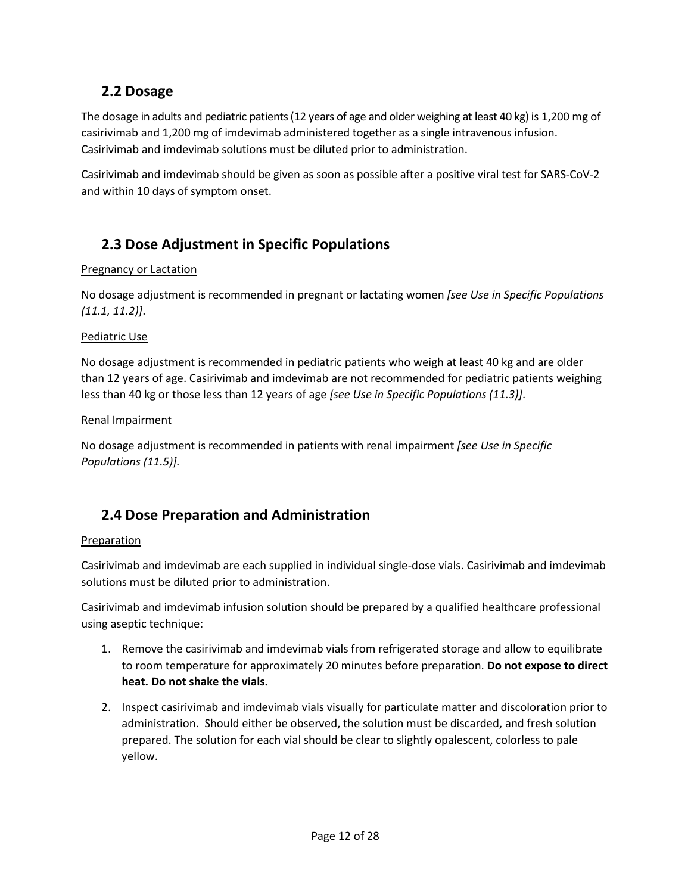## 2.2 Dosage

The dosage in adults and pediatric patients (12 years of age and older weighing at least 40 kg) is 1,200 mg of casirivimab and 1,200 mg of imdevimab administered together as a single intravenous infusion. Casirivimab and imdevimab solutions must be diluted prior to administration.

Casirivimab and imdevimab should be given as soon as possible after a positive viral test for SARS-CoV-2 and within 10 days of symptom onset.

## 2.3 Dose Adjustment in Specific Populations

Pregnancy or Lactation

No dosage adjustment is recommended in pregnant or lactating women *[see Use in Specific Populations (11.1, 11.2)]*.

Pediatric Use

No dosage adjustment is recommended in pediatric patients who weigh at least 40 kg and are older than 12 years of age. Casirivimab and imdevimab are not recommended for pediatric patients weighing less than 40 kg or those less than 12 years of age *[see Use in Specific Populations (11.3)]*.

Renal Impairment

No dosage adjustment is recommended in patients with renal impairment *[see Use in Specific Populations (11.5)].*

## 2.4 Dose Preparation and Administration

Preparation

Casirivimab and imdevimab are each supplied in individual single-dose vials. Casirivimab and imdevimab solutions must be diluted prior to administration.

Casirivimab and imdevimab infusion solution should be prepared by a qualified healthcare professional using aseptic technique:

1. Remove the casirivimab and imdevimab vials from refrigerated storage and allow to equilibrate to room temperature for approximately 20 minutes before preparation. **Do not expose to direct heat. Do not shake the vials.**
2. Inspect casirivimab and imdevimab vials visually for particulate matter and discoloration prior to administration. Should either be observed, the solution must be discarded, and fresh solution prepared. The solution for each vial should be clear to slightly opalescent, colorless to pale yellow.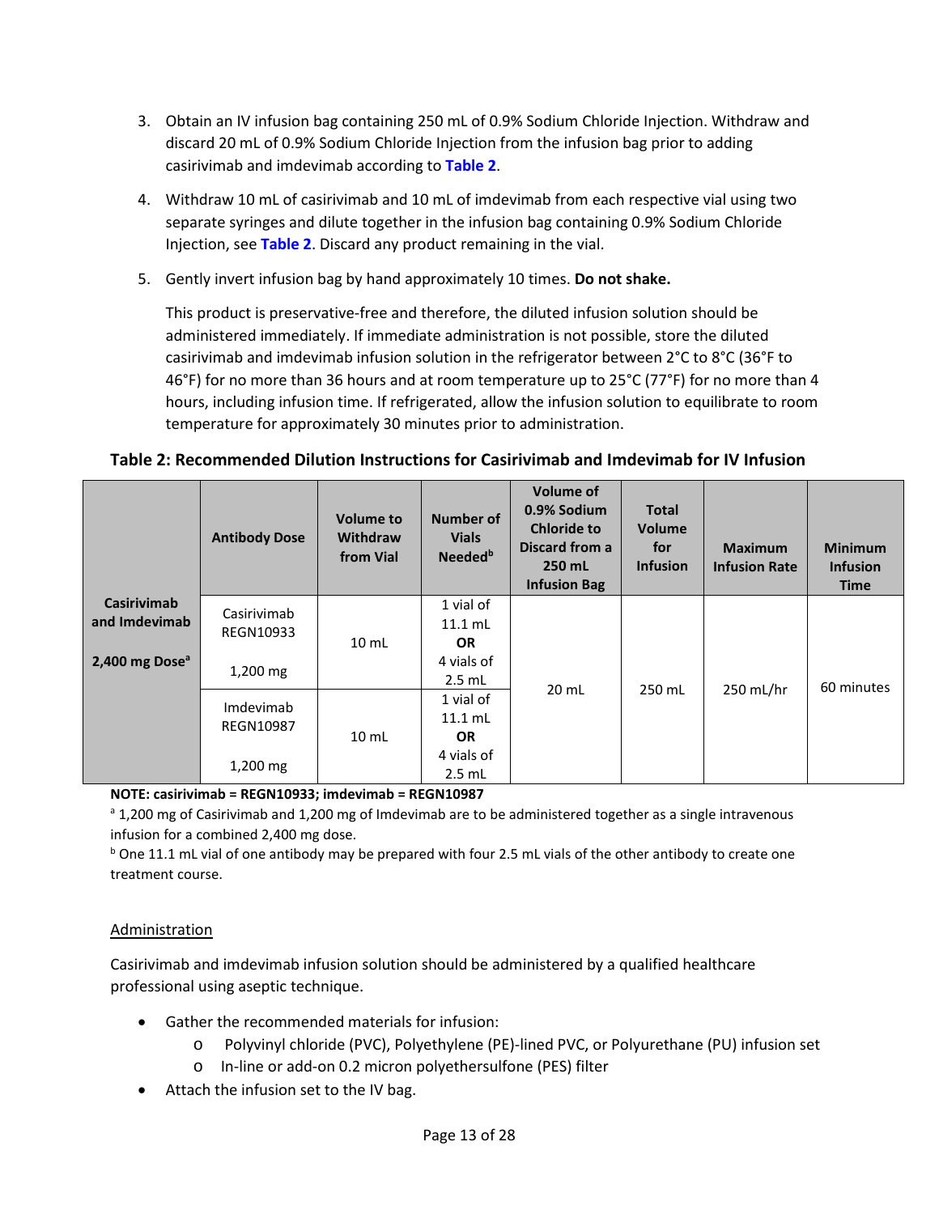3. Obtain an IV infusion bag containing 250 mL of 0.9% Sodium Chloride Injection. Withdraw and discard 20 mL of 0.9% Sodium Chloride Injection from the infusion bag prior to adding casirivimab and imdevimab according to **Table 2**.

4. Withdraw 10 mL of casirivimab and 10 mL of imdevimab from each respective vial using two separate syringes and dilute together in the infusion bag containing 0.9% Sodium Chloride Injection, see **Table 2**. Discard any product remaining in the vial.

5. Gently invert infusion bag by hand approximately 10 times. **Do not shake.**

   This product is preservative-free and therefore, the diluted infusion solution should be administered immediately. If immediate administration is not possible, store the diluted casirivimab and imdevimab infusion solution in the refrigerator between 2°C to 8°C (36°F to 46°F) for no more than 36 hours and at room temperature up to 25°C (77°F) for no more than 4 hours, including infusion time. If refrigerated, allow the infusion solution to equilibrate to room temperature for approximately 30 minutes prior to administration.

**Table 2: Recommended Dilution Instructions for Casirivimab and Imdevimab for IV Infusion**

| | Antibody Dose | Volume to Withdraw from Vial | Number of Vials Needed[b] | Volume of 0.9% Sodium Chloride to Discard from a 250 mL Infusion Bag | Total Volume for Infusion | Maximum Infusion Rate | Minimum Infusion Time |
|---|---|---|---|---|---|---|---|
| **Casirivimab and Imdevimab 2,400 mg Dose[a]** | Casirivimab REGN10933 1,200 mg | 10 mL | 1 vial of 11.1 mL **OR** 4 vials of 2.5 mL | 20 mL | 250 mL | 250 mL/hr | 60 minutes |
| | Imdevimab REGN10987 1,200 mg | 10 mL | 1 vial of 11.1 mL **OR** 4 vials of 2.5 mL | | | | |

**NOTE: casirivimab = REGN10933; imdevimab = REGN10987**

[a] 1,200 mg of Casirivimab and 1,200 mg of Imdevimab are to be administered together as a single intravenous infusion for a combined 2,400 mg dose.

[b] One 11.1 mL vial of one antibody may be prepared with four 2.5 mL vials of the other antibody to create one treatment course.

Administration

Casirivimab and imdevimab infusion solution should be administered by a qualified healthcare professional using aseptic technique.

- Gather the recommended materials for infusion:
  - Polyvinyl chloride (PVC), Polyethylene (PE)-lined PVC, or Polyurethane (PU) infusion set
  - In-line or add-on 0.2 micron polyethersulfone (PES) filter
- Attach the infusion set to the IV bag.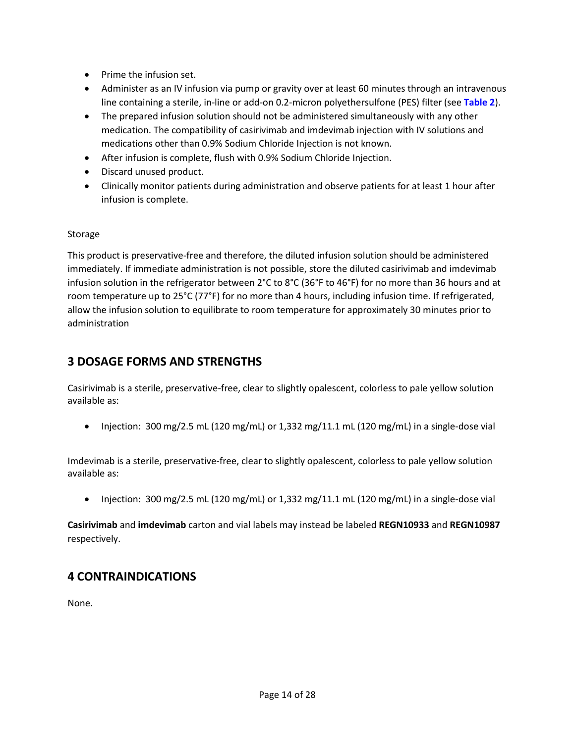- Prime the infusion set.
- Administer as an IV infusion via pump or gravity over at least 60 minutes through an intravenous line containing a sterile, in-line or add-on 0.2-micron polyethersulfone (PES) filter (see **Table 2**).
- The prepared infusion solution should not be administered simultaneously with any other medication. The compatibility of casirivimab and imdevimab injection with IV solutions and medications other than 0.9% Sodium Chloride Injection is not known.
- After infusion is complete, flush with 0.9% Sodium Chloride Injection.
- Discard unused product.
- Clinically monitor patients during administration and observe patients for at least 1 hour after infusion is complete.

Storage

This product is preservative-free and therefore, the diluted infusion solution should be administered immediately. If immediate administration is not possible, store the diluted casirivimab and imdevimab infusion solution in the refrigerator between 2°C to 8°C (36°F to 46°F) for no more than 36 hours and at room temperature up to 25°C (77°F) for no more than 4 hours, including infusion time. If refrigerated, allow the infusion solution to equilibrate to room temperature for approximately 30 minutes prior to administration

## 3 DOSAGE FORMS AND STRENGTHS

Casirivimab is a sterile, preservative-free, clear to slightly opalescent, colorless to pale yellow solution available as:

- Injection: 300 mg/2.5 mL (120 mg/mL) or 1,332 mg/11.1 mL (120 mg/mL) in a single-dose vial

Imdevimab is a sterile, preservative-free, clear to slightly opalescent, colorless to pale yellow solution available as:

- Injection: 300 mg/2.5 mL (120 mg/mL) or 1,332 mg/11.1 mL (120 mg/mL) in a single-dose vial

**Casirivimab** and **imdevimab** carton and vial labels may instead be labeled **REGN10933** and **REGN10987** respectively.

## 4 CONTRAINDICATIONS

None.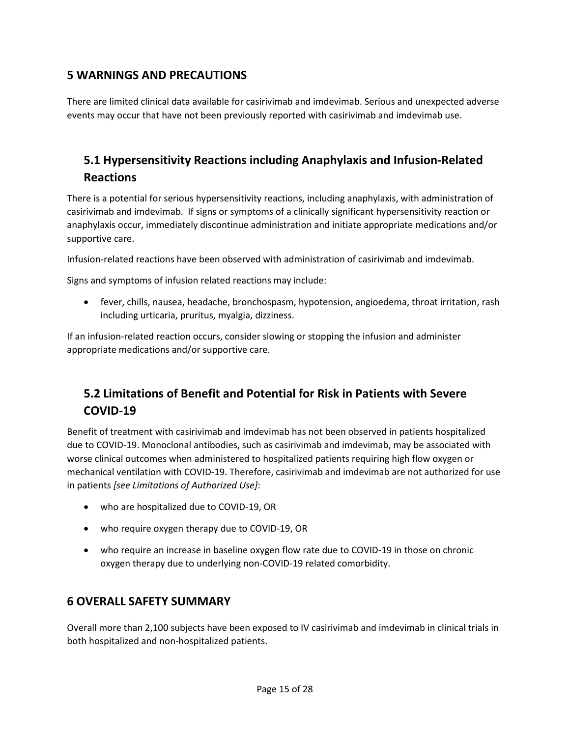## 5 WARNINGS AND PRECAUTIONS

There are limited clinical data available for casirivimab and imdevimab. Serious and unexpected adverse events may occur that have not been previously reported with casirivimab and imdevimab use.

### 5.1 Hypersensitivity Reactions including Anaphylaxis and Infusion-Related Reactions

There is a potential for serious hypersensitivity reactions, including anaphylaxis, with administration of casirivimab and imdevimab. If signs or symptoms of a clinically significant hypersensitivity reaction or anaphylaxis occur, immediately discontinue administration and initiate appropriate medications and/or supportive care.

Infusion-related reactions have been observed with administration of casirivimab and imdevimab.

Signs and symptoms of infusion related reactions may include:

- fever, chills, nausea, headache, bronchospasm, hypotension, angioedema, throat irritation, rash including urticaria, pruritus, myalgia, dizziness.

If an infusion-related reaction occurs, consider slowing or stopping the infusion and administer appropriate medications and/or supportive care.

### 5.2 Limitations of Benefit and Potential for Risk in Patients with Severe COVID-19

Benefit of treatment with casirivimab and imdevimab has not been observed in patients hospitalized due to COVID-19. Monoclonal antibodies, such as casirivimab and imdevimab, may be associated with worse clinical outcomes when administered to hospitalized patients requiring high flow oxygen or mechanical ventilation with COVID-19. Therefore, casirivimab and imdevimab are not authorized for use in patients *[see Limitations of Authorized Use]*:

- who are hospitalized due to COVID-19, OR
- who require oxygen therapy due to COVID-19, OR
- who require an increase in baseline oxygen flow rate due to COVID-19 in those on chronic oxygen therapy due to underlying non-COVID-19 related comorbidity.

## 6 OVERALL SAFETY SUMMARY

Overall more than 2,100 subjects have been exposed to IV casirivimab and imdevimab in clinical trials in both hospitalized and non-hospitalized patients.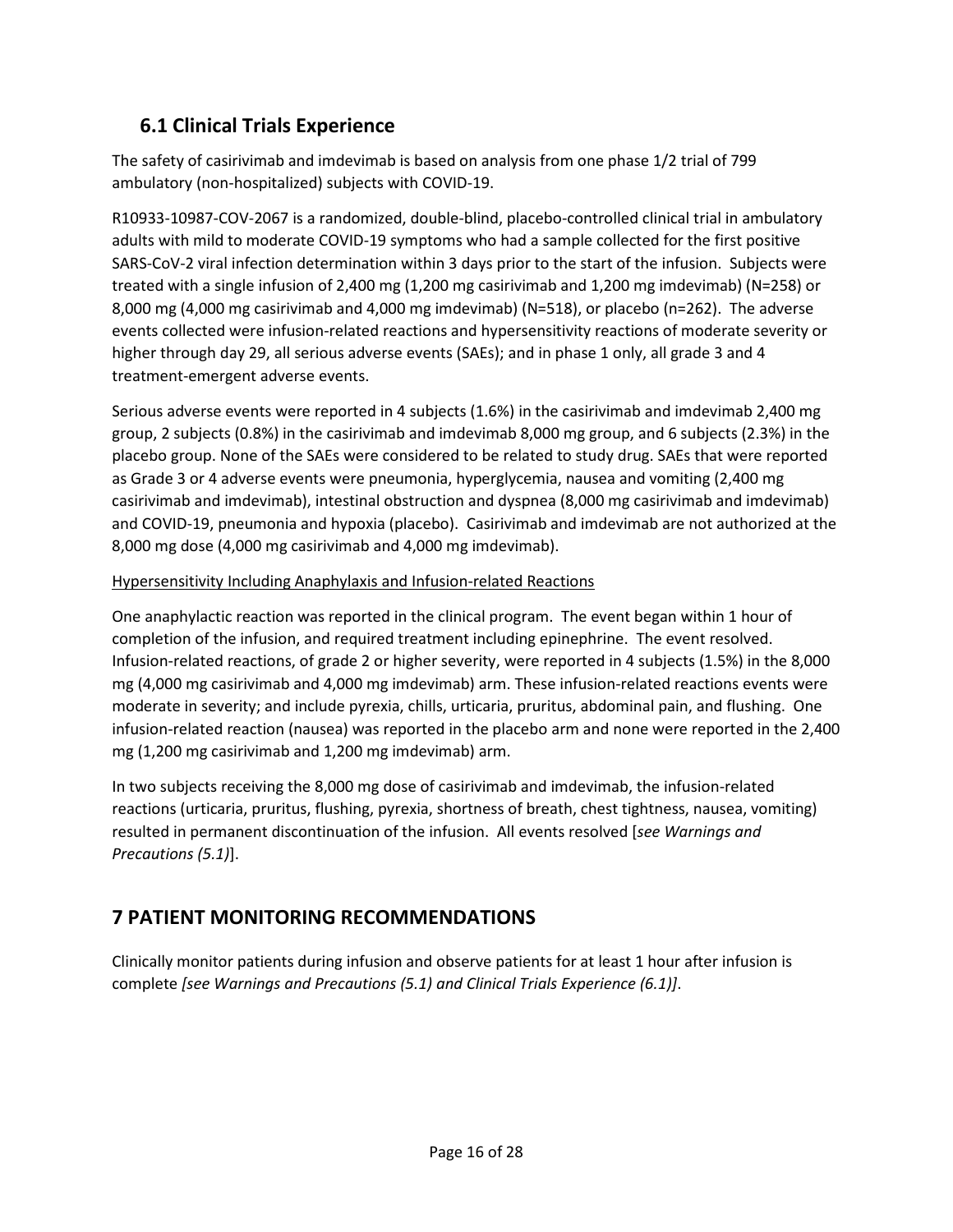## 6.1 Clinical Trials Experience

The safety of casirivimab and imdevimab is based on analysis from one phase 1/2 trial of 799 ambulatory (non-hospitalized) subjects with COVID-19.

R10933-10987-COV-2067 is a randomized, double-blind, placebo-controlled clinical trial in ambulatory adults with mild to moderate COVID-19 symptoms who had a sample collected for the first positive SARS-CoV-2 viral infection determination within 3 days prior to the start of the infusion. Subjects were treated with a single infusion of 2,400 mg (1,200 mg casirivimab and 1,200 mg imdevimab) (N=258) or 8,000 mg (4,000 mg casirivimab and 4,000 mg imdevimab) (N=518), or placebo (n=262). The adverse events collected were infusion-related reactions and hypersensitivity reactions of moderate severity or higher through day 29, all serious adverse events (SAEs); and in phase 1 only, all grade 3 and 4 treatment-emergent adverse events.

Serious adverse events were reported in 4 subjects (1.6%) in the casirivimab and imdevimab 2,400 mg group, 2 subjects (0.8%) in the casirivimab and imdevimab 8,000 mg group, and 6 subjects (2.3%) in the placebo group. None of the SAEs were considered to be related to study drug. SAEs that were reported as Grade 3 or 4 adverse events were pneumonia, hyperglycemia, nausea and vomiting (2,400 mg casirivimab and imdevimab), intestinal obstruction and dyspnea (8,000 mg casirivimab and imdevimab) and COVID-19, pneumonia and hypoxia (placebo). Casirivimab and imdevimab are not authorized at the 8,000 mg dose (4,000 mg casirivimab and 4,000 mg imdevimab).

Hypersensitivity Including Anaphylaxis and Infusion-related Reactions

One anaphylactic reaction was reported in the clinical program. The event began within 1 hour of completion of the infusion, and required treatment including epinephrine. The event resolved. Infusion-related reactions, of grade 2 or higher severity, were reported in 4 subjects (1.5%) in the 8,000 mg (4,000 mg casirivimab and 4,000 mg imdevimab) arm. These infusion-related reactions events were moderate in severity; and include pyrexia, chills, urticaria, pruritus, abdominal pain, and flushing. One infusion-related reaction (nausea) was reported in the placebo arm and none were reported in the 2,400 mg (1,200 mg casirivimab and 1,200 mg imdevimab) arm.

In two subjects receiving the 8,000 mg dose of casirivimab and imdevimab, the infusion-related reactions (urticaria, pruritus, flushing, pyrexia, shortness of breath, chest tightness, nausea, vomiting) resulted in permanent discontinuation of the infusion. All events resolved [*see Warnings and Precautions (5.1)*].

# 7 PATIENT MONITORING RECOMMENDATIONS

Clinically monitor patients during infusion and observe patients for at least 1 hour after infusion is complete *[see Warnings and Precautions (5.1) and Clinical Trials Experience (6.1)]*.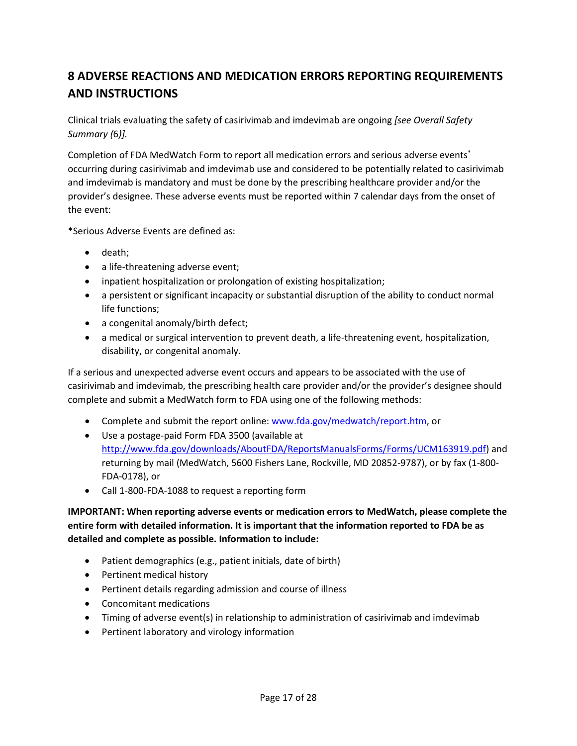## 8 ADVERSE REACTIONS AND MEDICATION ERRORS REPORTING REQUIREMENTS AND INSTRUCTIONS

Clinical trials evaluating the safety of casirivimab and imdevimab are ongoing *[see Overall Safety Summary (6)]*.

Completion of FDA MedWatch Form to report all medication errors and serious adverse events* occurring during casirivimab and imdevimab use and considered to be potentially related to casirivimab and imdevimab is mandatory and must be done by the prescribing healthcare provider and/or the provider's designee. These adverse events must be reported within 7 calendar days from the onset of the event:

*Serious Adverse Events are defined as:

- death;
- a life-threatening adverse event;
- inpatient hospitalization or prolongation of existing hospitalization;
- a persistent or significant incapacity or substantial disruption of the ability to conduct normal life functions;
- a congenital anomaly/birth defect;
- a medical or surgical intervention to prevent death, a life-threatening event, hospitalization, disability, or congenital anomaly.

If a serious and unexpected adverse event occurs and appears to be associated with the use of casirivimab and imdevimab, the prescribing health care provider and/or the provider's designee should complete and submit a MedWatch form to FDA using one of the following methods:

- Complete and submit the report online: [www.fda.gov/medwatch/report.htm](www.fda.gov/medwatch/report.htm), or
- Use a postage-paid Form FDA 3500 (available at [http://www.fda.gov/downloads/AboutFDA/ReportsManualsForms/Forms/UCM163919.pdf](http://www.fda.gov/downloads/AboutFDA/ReportsManualsForms/Forms/UCM163919.pdf)) and returning by mail (MedWatch, 5600 Fishers Lane, Rockville, MD 20852-9787), or by fax (1-800-FDA-0178), or
- Call 1-800-FDA-1088 to request a reporting form

**IMPORTANT: When reporting adverse events or medication errors to MedWatch, please complete the entire form with detailed information. It is important that the information reported to FDA be as detailed and complete as possible. Information to include:**

- Patient demographics (e.g., patient initials, date of birth)
- Pertinent medical history
- Pertinent details regarding admission and course of illness
- Concomitant medications
- Timing of adverse event(s) in relationship to administration of casirivimab and imdevimab
- Pertinent laboratory and virology information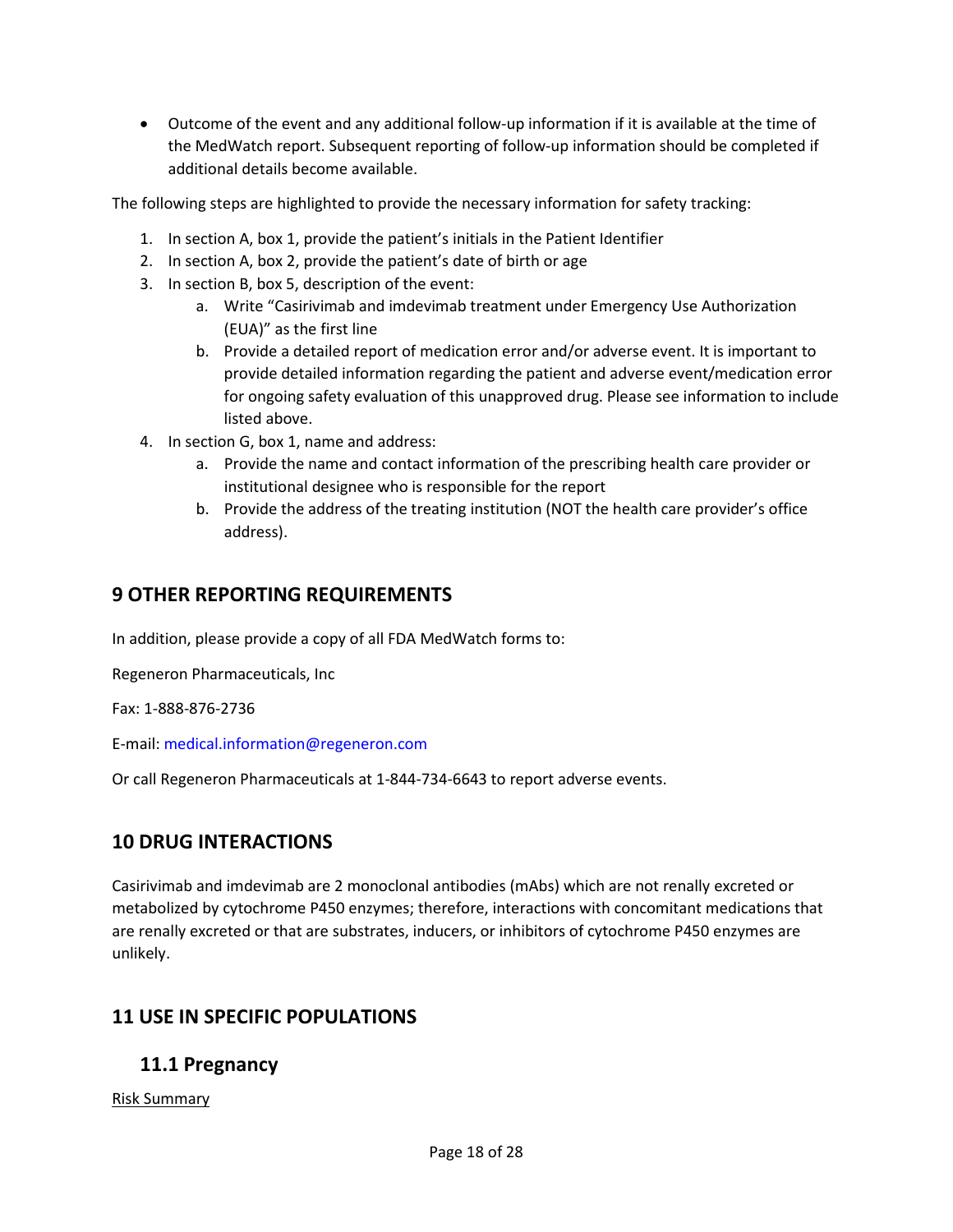- Outcome of the event and any additional follow-up information if it is available at the time of the MedWatch report. Subsequent reporting of follow-up information should be completed if additional details become available.

The following steps are highlighted to provide the necessary information for safety tracking:

1. In section A, box 1, provide the patient's initials in the Patient Identifier
2. In section A, box 2, provide the patient's date of birth or age
3. In section B, box 5, description of the event:
    a. Write "Casirivimab and imdevimab treatment under Emergency Use Authorization (EUA)" as the first line
    b. Provide a detailed report of medication error and/or adverse event. It is important to provide detailed information regarding the patient and adverse event/medication error for ongoing safety evaluation of this unapproved drug. Please see information to include listed above.
4. In section G, box 1, name and address:
    a. Provide the name and contact information of the prescribing health care provider or institutional designee who is responsible for the report
    b. Provide the address of the treating institution (NOT the health care provider's office address).

## 9 OTHER REPORTING REQUIREMENTS

In addition, please provide a copy of all FDA MedWatch forms to:

Regeneron Pharmaceuticals, Inc

Fax: 1-888-876-2736

E-mail: medical.information@regeneron.com

Or call Regeneron Pharmaceuticals at 1-844-734-6643 to report adverse events.

## 10 DRUG INTERACTIONS

Casirivimab and imdevimab are 2 monoclonal antibodies (mAbs) which are not renally excreted or metabolized by cytochrome P450 enzymes; therefore, interactions with concomitant medications that are renally excreted or that are substrates, inducers, or inhibitors of cytochrome P450 enzymes are unlikely.

## 11 USE IN SPECIFIC POPULATIONS

### 11.1 Pregnancy

Risk Summary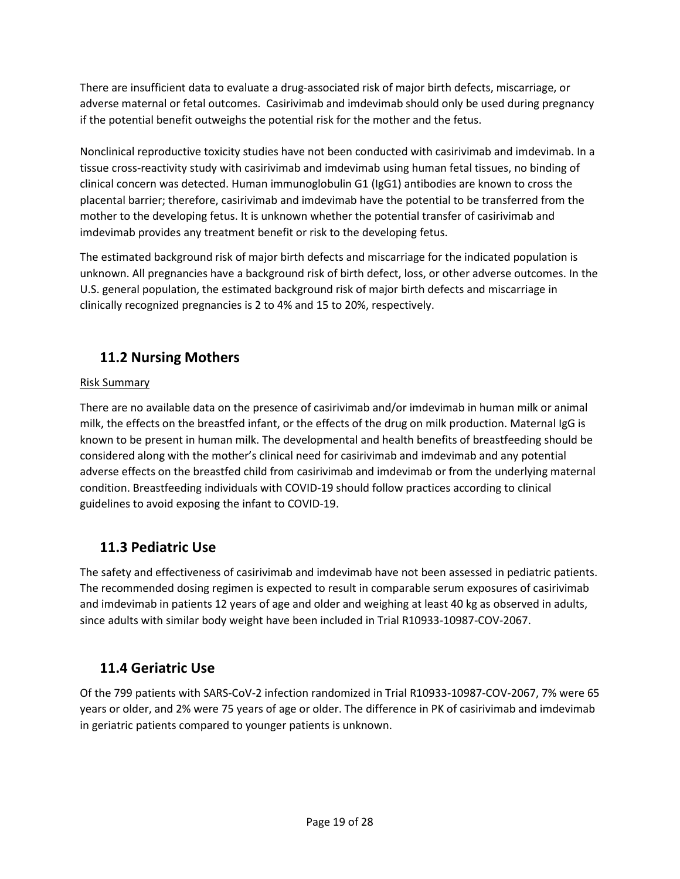There are insufficient data to evaluate a drug-associated risk of major birth defects, miscarriage, or adverse maternal or fetal outcomes. Casirivimab and imdevimab should only be used during pregnancy if the potential benefit outweighs the potential risk for the mother and the fetus.

Nonclinical reproductive toxicity studies have not been conducted with casirivimab and imdevimab. In a tissue cross-reactivity study with casirivimab and imdevimab using human fetal tissues, no binding of clinical concern was detected. Human immunoglobulin G1 (IgG1) antibodies are known to cross the placental barrier; therefore, casirivimab and imdevimab have the potential to be transferred from the mother to the developing fetus. It is unknown whether the potential transfer of casirivimab and imdevimab provides any treatment benefit or risk to the developing fetus.

The estimated background risk of major birth defects and miscarriage for the indicated population is unknown. All pregnancies have a background risk of birth defect, loss, or other adverse outcomes. In the U.S. general population, the estimated background risk of major birth defects and miscarriage in clinically recognized pregnancies is 2 to 4% and 15 to 20%, respectively.

## 11.2 Nursing Mothers

Risk Summary

There are no available data on the presence of casirivimab and/or imdevimab in human milk or animal milk, the effects on the breastfed infant, or the effects of the drug on milk production. Maternal IgG is known to be present in human milk. The developmental and health benefits of breastfeeding should be considered along with the mother's clinical need for casirivimab and imdevimab and any potential adverse effects on the breastfed child from casirivimab and imdevimab or from the underlying maternal condition. Breastfeeding individuals with COVID-19 should follow practices according to clinical guidelines to avoid exposing the infant to COVID-19.

## 11.3 Pediatric Use

The safety and effectiveness of casirivimab and imdevimab have not been assessed in pediatric patients. The recommended dosing regimen is expected to result in comparable serum exposures of casirivimab and imdevimab in patients 12 years of age and older and weighing at least 40 kg as observed in adults, since adults with similar body weight have been included in Trial R10933-10987-COV-2067.

## 11.4 Geriatric Use

Of the 799 patients with SARS-CoV-2 infection randomized in Trial R10933-10987-COV-2067, 7% were 65 years or older, and 2% were 75 years of age or older. The difference in PK of casirivimab and imdevimab in geriatric patients compared to younger patients is unknown.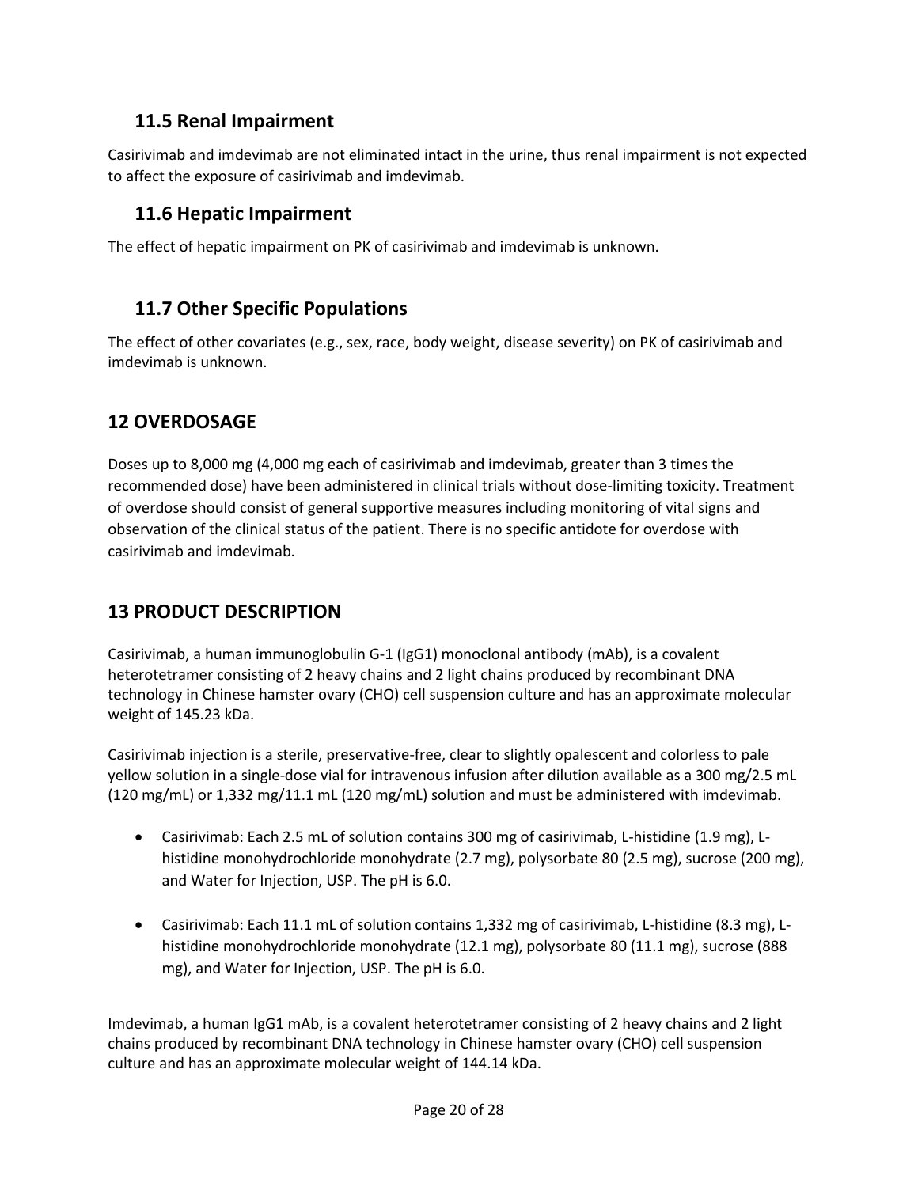### 11.5 Renal Impairment

Casirivimab and imdevimab are not eliminated intact in the urine, thus renal impairment is not expected to affect the exposure of casirivimab and imdevimab.

### 11.6 Hepatic Impairment

The effect of hepatic impairment on PK of casirivimab and imdevimab is unknown.

### 11.7 Other Specific Populations

The effect of other covariates (e.g., sex, race, body weight, disease severity) on PK of casirivimab and imdevimab is unknown.

## 12 OVERDOSAGE

Doses up to 8,000 mg (4,000 mg each of casirivimab and imdevimab, greater than 3 times the recommended dose) have been administered in clinical trials without dose-limiting toxicity. Treatment of overdose should consist of general supportive measures including monitoring of vital signs and observation of the clinical status of the patient. There is no specific antidote for overdose with casirivimab and imdevimab.

## 13 PRODUCT DESCRIPTION

Casirivimab, a human immunoglobulin G-1 (IgG1) monoclonal antibody (mAb), is a covalent heterotetramer consisting of 2 heavy chains and 2 light chains produced by recombinant DNA technology in Chinese hamster ovary (CHO) cell suspension culture and has an approximate molecular weight of 145.23 kDa.

Casirivimab injection is a sterile, preservative-free, clear to slightly opalescent and colorless to pale yellow solution in a single-dose vial for intravenous infusion after dilution available as a 300 mg/2.5 mL (120 mg/mL) or 1,332 mg/11.1 mL (120 mg/mL) solution and must be administered with imdevimab.

- Casirivimab: Each 2.5 mL of solution contains 300 mg of casirivimab, L-histidine (1.9 mg), L-histidine monohydrochloride monohydrate (2.7 mg), polysorbate 80 (2.5 mg), sucrose (200 mg), and Water for Injection, USP. The pH is 6.0.

- Casirivimab: Each 11.1 mL of solution contains 1,332 mg of casirivimab, L-histidine (8.3 mg), L-histidine monohydrochloride monohydrate (12.1 mg), polysorbate 80 (11.1 mg), sucrose (888 mg), and Water for Injection, USP. The pH is 6.0.

Imdevimab, a human IgG1 mAb, is a covalent heterotetramer consisting of 2 heavy chains and 2 light chains produced by recombinant DNA technology in Chinese hamster ovary (CHO) cell suspension culture and has an approximate molecular weight of 144.14 kDa.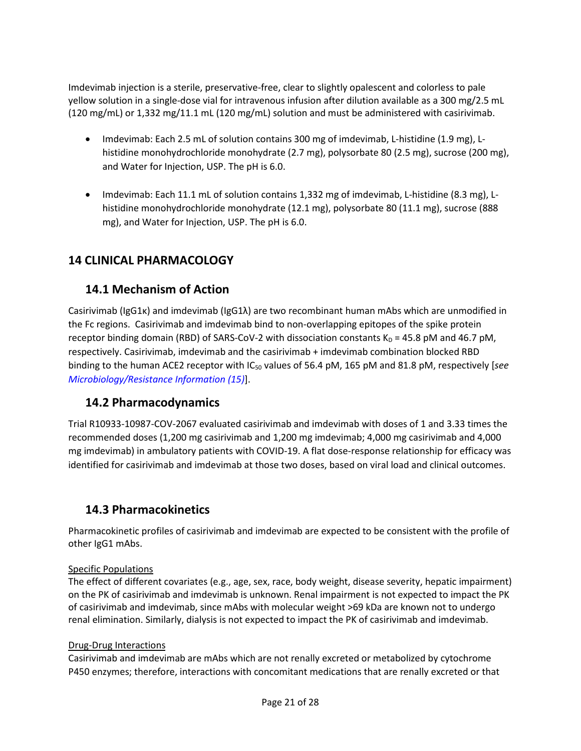Imdevimab injection is a sterile, preservative-free, clear to slightly opalescent and colorless to pale yellow solution in a single-dose vial for intravenous infusion after dilution available as a 300 mg/2.5 mL (120 mg/mL) or 1,332 mg/11.1 mL (120 mg/mL) solution and must be administered with casirivimab.

- Imdevimab: Each 2.5 mL of solution contains 300 mg of imdevimab, L-histidine (1.9 mg), L-histidine monohydrochloride monohydrate (2.7 mg), polysorbate 80 (2.5 mg), sucrose (200 mg), and Water for Injection, USP. The pH is 6.0.
- Imdevimab: Each 11.1 mL of solution contains 1,332 mg of imdevimab, L-histidine (8.3 mg), L-histidine monohydrochloride monohydrate (12.1 mg), polysorbate 80 (11.1 mg), sucrose (888 mg), and Water for Injection, USP. The pH is 6.0.

## 14 CLINICAL PHARMACOLOGY

### 14.1 Mechanism of Action

Casirivimab (IgG1κ) and imdevimab (IgG1λ) are two recombinant human mAbs which are unmodified in the Fc regions. Casirivimab and imdevimab bind to non-overlapping epitopes of the spike protein receptor binding domain (RBD) of SARS-CoV-2 with dissociation constants $K_D$ = 45.8 pM and 46.7 pM, respectively. Casirivimab, imdevimab and the casirivimab + imdevimab combination blocked RBD binding to the human ACE2 receptor with $IC_{50}$ values of 56.4 pM, 165 pM and 81.8 pM, respectively [*see Microbiology/Resistance Information (15)*].

### 14.2 Pharmacodynamics

Trial R10933-10987-COV-2067 evaluated casirivimab and imdevimab with doses of 1 and 3.33 times the recommended doses (1,200 mg casirivimab and 1,200 mg imdevimab; 4,000 mg casirivimab and 4,000 mg imdevimab) in ambulatory patients with COVID-19. A flat dose-response relationship for efficacy was identified for casirivimab and imdevimab at those two doses, based on viral load and clinical outcomes.

### 14.3 Pharmacokinetics

Pharmacokinetic profiles of casirivimab and imdevimab are expected to be consistent with the profile of other IgG1 mAbs.

<u>Specific Populations</u>

The effect of different covariates (e.g., age, sex, race, body weight, disease severity, hepatic impairment) on the PK of casirivimab and imdevimab is unknown. Renal impairment is not expected to impact the PK of casirivimab and imdevimab, since mAbs with molecular weight >69 kDa are known not to undergo renal elimination. Similarly, dialysis is not expected to impact the PK of casirivimab and imdevimab.

<u>Drug-Drug Interactions</u>

Casirivimab and imdevimab are mAbs which are not renally excreted or metabolized by cytochrome P450 enzymes; therefore, interactions with concomitant medications that are renally excreted or that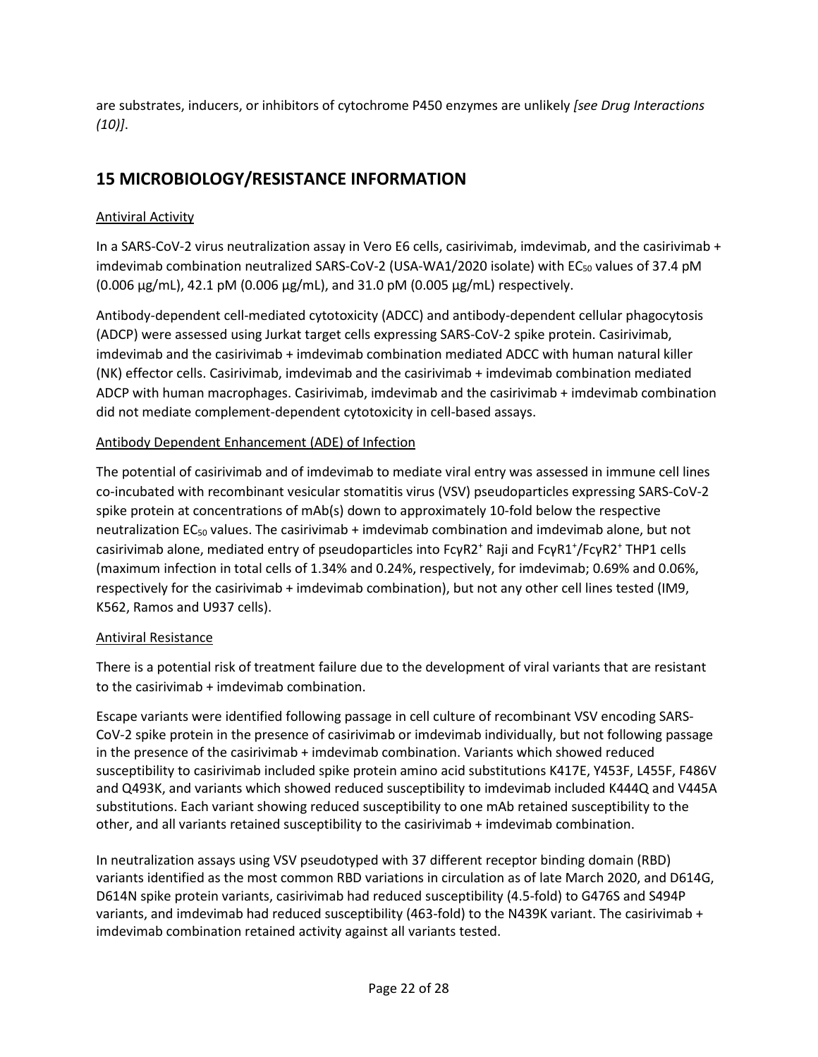are substrates, inducers, or inhibitors of cytochrome P450 enzymes are unlikely *[see Drug Interactions (10)]*.

## 15 MICROBIOLOGY/RESISTANCE INFORMATION

### Antiviral Activity

In a SARS-CoV-2 virus neutralization assay in Vero E6 cells, casirivimab, imdevimab, and the casirivimab + imdevimab combination neutralized SARS-CoV-2 (USA-WA1/2020 isolate) with $EC_{50}$ values of 37.4 pM (0.006 µg/mL), 42.1 pM (0.006 µg/mL), and 31.0 pM (0.005 µg/mL) respectively.

Antibody-dependent cell-mediated cytotoxicity (ADCC) and antibody-dependent cellular phagocytosis (ADCP) were assessed using Jurkat target cells expressing SARS-CoV-2 spike protein. Casirivimab, imdevimab and the casirivimab + imdevimab combination mediated ADCC with human natural killer (NK) effector cells. Casirivimab, imdevimab and the casirivimab + imdevimab combination mediated ADCP with human macrophages. Casirivimab, imdevimab and the casirivimab + imdevimab combination did not mediate complement-dependent cytotoxicity in cell-based assays.

### Antibody Dependent Enhancement (ADE) of Infection

The potential of casirivimab and of imdevimab to mediate viral entry was assessed in immune cell lines co-incubated with recombinant vesicular stomatitis virus (VSV) pseudoparticles expressing SARS-CoV-2 spike protein at concentrations of mAb(s) down to approximately 10-fold below the respective neutralization $EC_{50}$ values. The casirivimab + imdevimab combination and imdevimab alone, but not casirivimab alone, mediated entry of pseudoparticles into FcγR2$^+$ Raji and FcγR1$^+$/FcγR2$^+$ THP1 cells (maximum infection in total cells of 1.34% and 0.24%, respectively, for imdevimab; 0.69% and 0.06%, respectively for the casirivimab + imdevimab combination), but not any other cell lines tested (IM9, K562, Ramos and U937 cells).

### Antiviral Resistance

There is a potential risk of treatment failure due to the development of viral variants that are resistant to the casirivimab + imdevimab combination.

Escape variants were identified following passage in cell culture of recombinant VSV encoding SARS-CoV-2 spike protein in the presence of casirivimab or imdevimab individually, but not following passage in the presence of the casirivimab + imdevimab combination. Variants which showed reduced susceptibility to casirivimab included spike protein amino acid substitutions K417E, Y453F, L455F, F486V and Q493K, and variants which showed reduced susceptibility to imdevimab included K444Q and V445A substitutions. Each variant showing reduced susceptibility to one mAb retained susceptibility to the other, and all variants retained susceptibility to the casirivimab + imdevimab combination.

In neutralization assays using VSV pseudotyped with 37 different receptor binding domain (RBD) variants identified as the most common RBD variations in circulation as of late March 2020, and D614G, D614N spike protein variants, casirivimab had reduced susceptibility (4.5-fold) to G476S and S494P variants, and imdevimab had reduced susceptibility (463-fold) to the N439K variant. The casirivimab + imdevimab combination retained activity against all variants tested.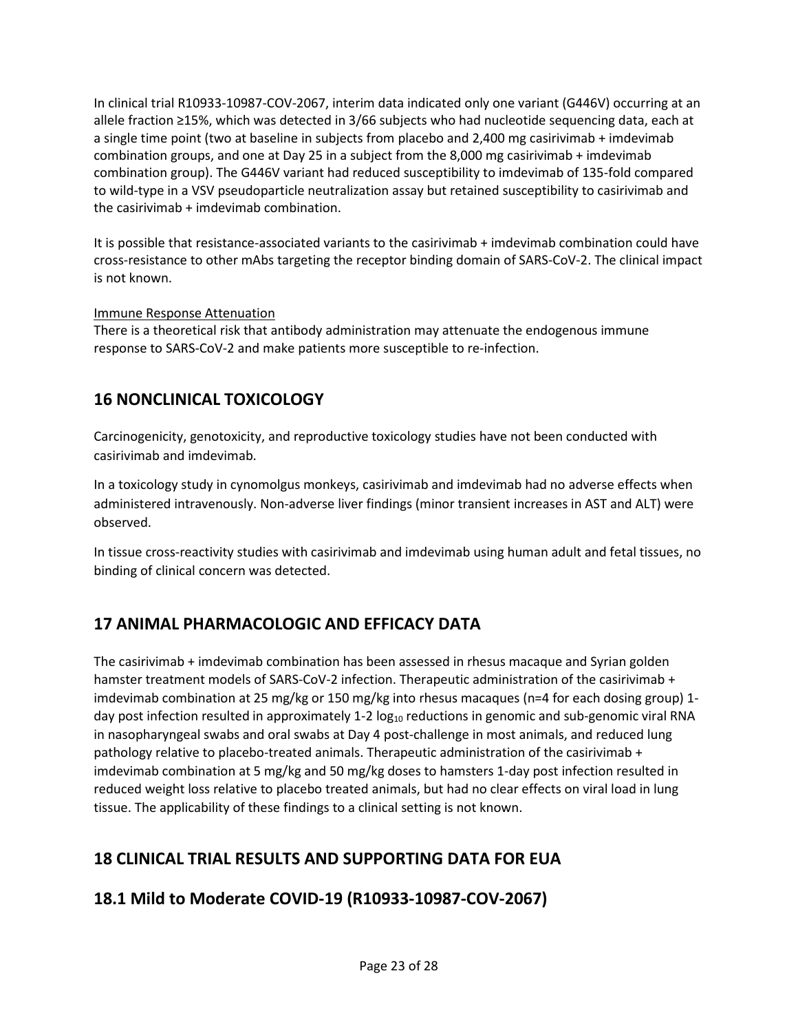In clinical trial R10933-10987-COV-2067, interim data indicated only one variant (G446V) occurring at an allele fraction ≥15%, which was detected in 3/66 subjects who had nucleotide sequencing data, each at a single time point (two at baseline in subjects from placebo and 2,400 mg casirivimab + imdevimab combination groups, and one at Day 25 in a subject from the 8,000 mg casirivimab + imdevimab combination group). The G446V variant had reduced susceptibility to imdevimab of 135-fold compared to wild-type in a VSV pseudoparticle neutralization assay but retained susceptibility to casirivimab and the casirivimab + imdevimab combination.

It is possible that resistance-associated variants to the casirivimab + imdevimab combination could have cross-resistance to other mAbs targeting the receptor binding domain of SARS-CoV-2. The clinical impact is not known.

Immune Response Attenuation

There is a theoretical risk that antibody administration may attenuate the endogenous immune response to SARS-CoV-2 and make patients more susceptible to re-infection.

## 16 NONCLINICAL TOXICOLOGY

Carcinogenicity, genotoxicity, and reproductive toxicology studies have not been conducted with casirivimab and imdevimab.

In a toxicology study in cynomolgus monkeys, casirivimab and imdevimab had no adverse effects when administered intravenously. Non-adverse liver findings (minor transient increases in AST and ALT) were observed.

In tissue cross-reactivity studies with casirivimab and imdevimab using human adult and fetal tissues, no binding of clinical concern was detected.

## 17 ANIMAL PHARMACOLOGIC AND EFFICACY DATA

The casirivimab + imdevimab combination has been assessed in rhesus macaque and Syrian golden hamster treatment models of SARS-CoV-2 infection. Therapeutic administration of the casirivimab + imdevimab combination at 25 mg/kg or 150 mg/kg into rhesus macaques (n=4 for each dosing group) 1-day post infection resulted in approximately 1-2 $\log_{10}$ reductions in genomic and sub-genomic viral RNA in nasopharyngeal swabs and oral swabs at Day 4 post-challenge in most animals, and reduced lung pathology relative to placebo-treated animals. Therapeutic administration of the casirivimab + imdevimab combination at 5 mg/kg and 50 mg/kg doses to hamsters 1-day post infection resulted in reduced weight loss relative to placebo treated animals, but had no clear effects on viral load in lung tissue. The applicability of these findings to a clinical setting is not known.

## 18 CLINICAL TRIAL RESULTS AND SUPPORTING DATA FOR EUA

## 18.1 Mild to Moderate COVID-19 (R10933-10987-COV-2067)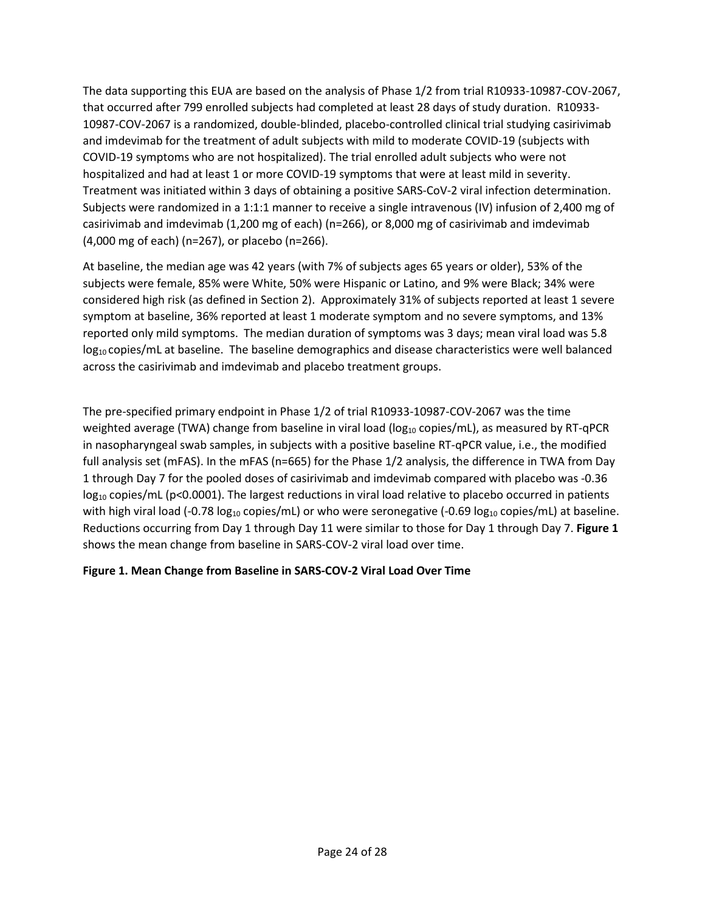The data supporting this EUA are based on the analysis of Phase 1/2 from trial R10933-10987-COV-2067, that occurred after 799 enrolled subjects had completed at least 28 days of study duration. R10933-10987-COV-2067 is a randomized, double-blinded, placebo-controlled clinical trial studying casirivimab and imdevimab for the treatment of adult subjects with mild to moderate COVID-19 (subjects with COVID-19 symptoms who are not hospitalized). The trial enrolled adult subjects who were not hospitalized and had at least 1 or more COVID-19 symptoms that were at least mild in severity. Treatment was initiated within 3 days of obtaining a positive SARS-CoV-2 viral infection determination. Subjects were randomized in a 1:1:1 manner to receive a single intravenous (IV) infusion of 2,400 mg of casirivimab and imdevimab (1,200 mg of each) (n=266), or 8,000 mg of casirivimab and imdevimab (4,000 mg of each) (n=267), or placebo (n=266).

At baseline, the median age was 42 years (with 7% of subjects ages 65 years or older), 53% of the subjects were female, 85% were White, 50% were Hispanic or Latino, and 9% were Black; 34% were considered high risk (as defined in Section 2). Approximately 31% of subjects reported at least 1 severe symptom at baseline, 36% reported at least 1 moderate symptom and no severe symptoms, and 13% reported only mild symptoms. The median duration of symptoms was 3 days; mean viral load was 5.8 $\log_{10}$ copies/mL at baseline. The baseline demographics and disease characteristics were well balanced across the casirivimab and imdevimab and placebo treatment groups.

The pre-specified primary endpoint in Phase 1/2 of trial R10933-10987-COV-2067 was the time weighted average (TWA) change from baseline in viral load ($\log_{10}$ copies/mL), as measured by RT-qPCR in nasopharyngeal swab samples, in subjects with a positive baseline RT-qPCR value, i.e., the modified full analysis set (mFAS). In the mFAS (n=665) for the Phase 1/2 analysis, the difference in TWA from Day 1 through Day 7 for the pooled doses of casirivimab and imdevimab compared with placebo was -0.36 $\log_{10}$ copies/mL ($p<0.0001$). The largest reductions in viral load relative to placebo occurred in patients with high viral load (-0.78 $\log_{10}$ copies/mL) or who were seronegative (-0.69 $\log_{10}$ copies/mL) at baseline. Reductions occurring from Day 1 through Day 11 were similar to those for Day 1 through Day 7. **Figure 1** shows the mean change from baseline in SARS-COV-2 viral load over time.

**Figure 1. Mean Change from Baseline in SARS-COV-2 Viral Load Over Time**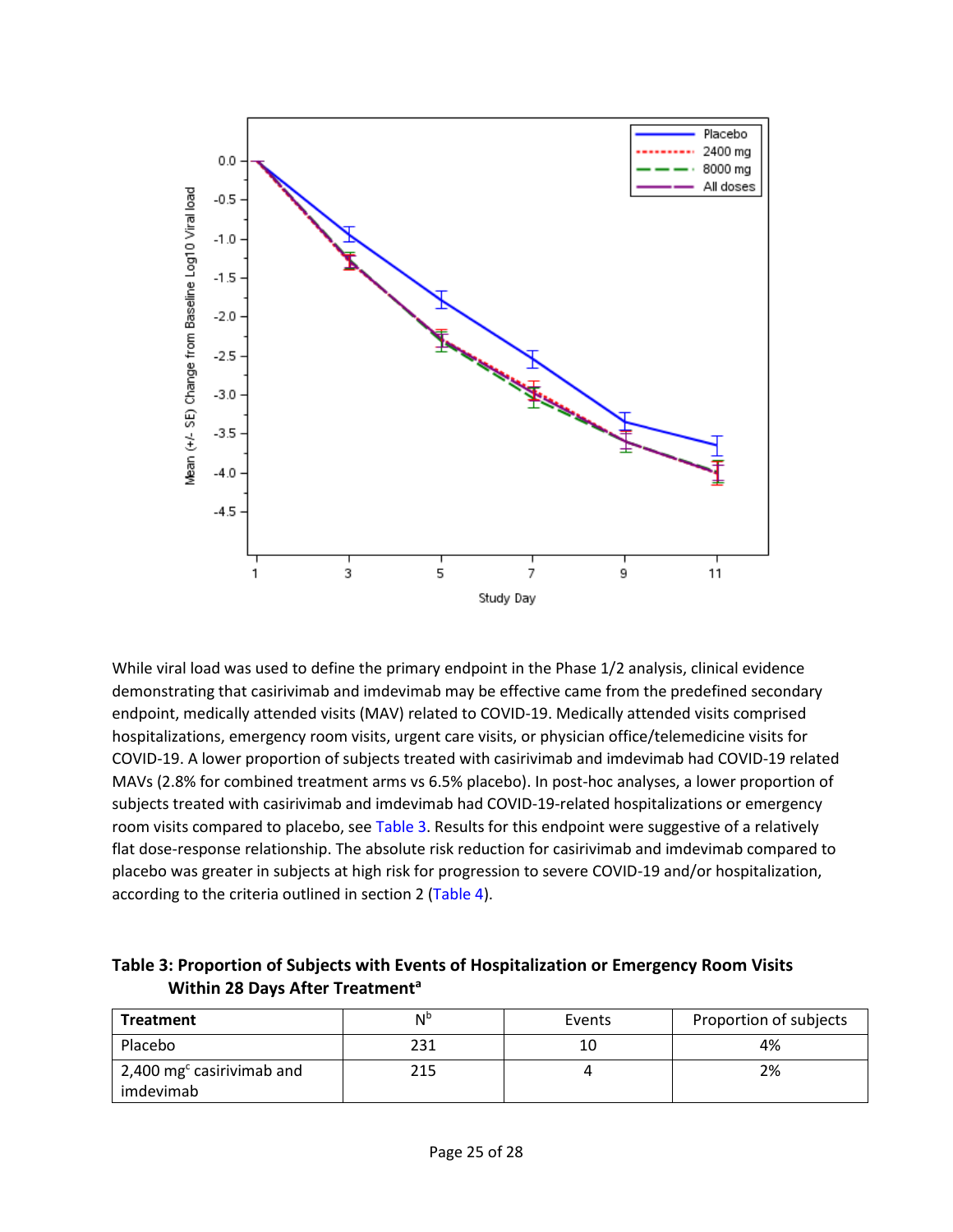While viral load was used to define the primary endpoint in the Phase 1/2 analysis, clinical evidence demonstrating that casirivimab and imdevimab may be effective came from the predefined secondary endpoint, medically attended visits (MAV) related to COVID-19. Medically attended visits comprised hospitalizations, emergency room visits, urgent care visits, or physician office/telemedicine visits for COVID-19. A lower proportion of subjects treated with casirivimab and imdevimab had COVID-19 related MAVs (2.8% for combined treatment arms vs 6.5% placebo). In post-hoc analyses, a lower proportion of subjects treated with casirivimab and imdevimab had COVID-19-related hospitalizations or emergency room visits compared to placebo, see Table 3. Results for this endpoint were suggestive of a relatively flat dose-response relationship. The absolute risk reduction for casirivimab and imdevimab compared to placebo was greater in subjects at high risk for progression to severe COVID-19 and/or hospitalization, according to the criteria outlined in section 2 (Table 4).

**Table 3: Proportion of Subjects with Events of Hospitalization or Emergency Room Visits Within 28 Days After Treatment[a]**

| Treatment | N[b] | Events | Proportion of subjects |
|---|---|---|---|
| Placebo | 231 | 10 | 4% |
| 2,400 mg[c] casirivimab and imdevimab | 215 | 4 | 2% |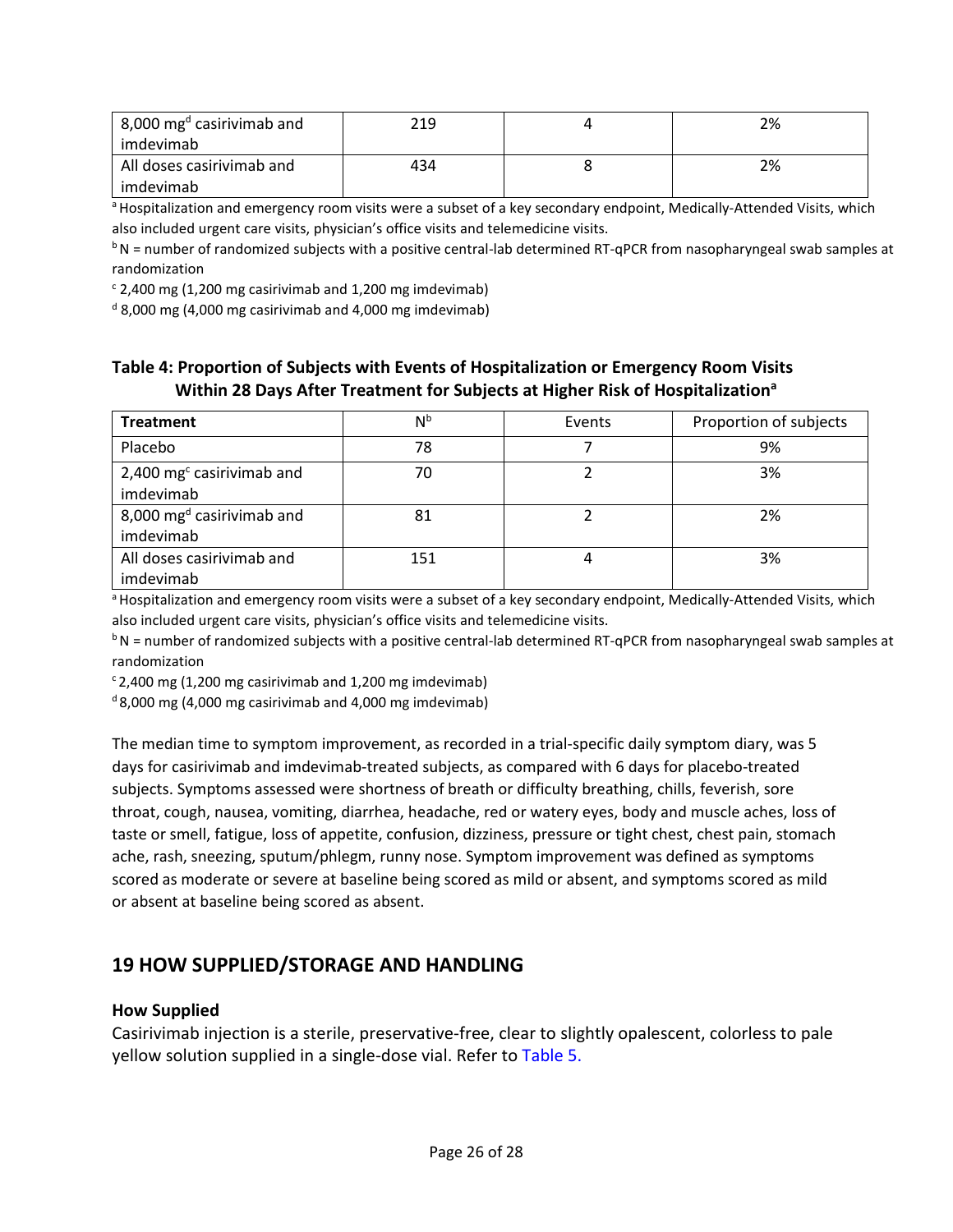| 8,000 mg[d] casirivimab and imdevimab | 219 | 4 | 2% |
|---|---|---|---|
| All doses casirivimab and imdevimab | 434 | 8 | 2% |

[a] Hospitalization and emergency room visits were a subset of a key secondary endpoint, Medically-Attended Visits, which also included urgent care visits, physician's office visits and telemedicine visits.

[b] N = number of randomized subjects with a positive central-lab determined RT-qPCR from nasopharyngeal swab samples at randomization

[c] 2,400 mg (1,200 mg casirivimab and 1,200 mg imdevimab)

[d] 8,000 mg (4,000 mg casirivimab and 4,000 mg imdevimab)

**Table 4: Proportion of Subjects with Events of Hospitalization or Emergency Room Visits Within 28 Days After Treatment for Subjects at Higher Risk of Hospitalization[a]**

| Treatment | N[b] | Events | Proportion of subjects |
|---|---|---|---|
| Placebo | 78 | 7 | 9% |
| 2,400 mg[c] casirivimab and imdevimab | 70 | 2 | 3% |
| 8,000 mg[d] casirivimab and imdevimab | 81 | 2 | 2% |
| All doses casirivimab and imdevimab | 151 | 4 | 3% |

[a] Hospitalization and emergency room visits were a subset of a key secondary endpoint, Medically-Attended Visits, which also included urgent care visits, physician's office visits and telemedicine visits.

[b] N = number of randomized subjects with a positive central-lab determined RT-qPCR from nasopharyngeal swab samples at randomization

[c] 2,400 mg (1,200 mg casirivimab and 1,200 mg imdevimab)

[d] 8,000 mg (4,000 mg casirivimab and 4,000 mg imdevimab)

The median time to symptom improvement, as recorded in a trial-specific daily symptom diary, was 5 days for casirivimab and imdevimab-treated subjects, as compared with 6 days for placebo-treated subjects. Symptoms assessed were shortness of breath or difficulty breathing, chills, feverish, sore throat, cough, nausea, vomiting, diarrhea, headache, red or watery eyes, body and muscle aches, loss of taste or smell, fatigue, loss of appetite, confusion, dizziness, pressure or tight chest, chest pain, stomach ache, rash, sneezing, sputum/phlegm, runny nose. Symptom improvement was defined as symptoms scored as moderate or severe at baseline being scored as mild or absent, and symptoms scored as mild or absent at baseline being scored as absent.

## 19 HOW SUPPLIED/STORAGE AND HANDLING

### How Supplied

Casirivimab injection is a sterile, preservative-free, clear to slightly opalescent, colorless to pale yellow solution supplied in a single-dose vial. Refer to Table 5.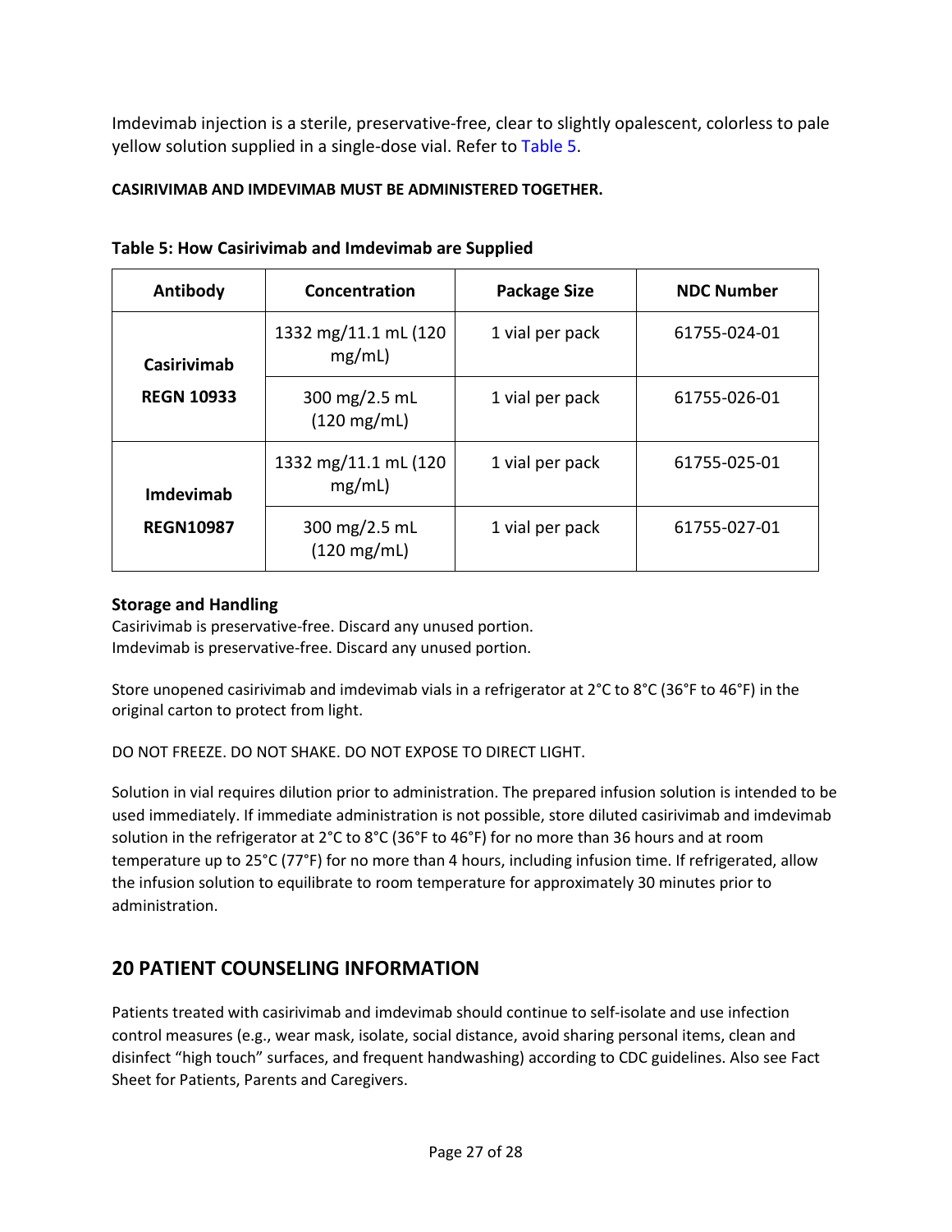Imdevimab injection is a sterile, preservative-free, clear to slightly opalescent, colorless to pale yellow solution supplied in a single-dose vial. Refer to Table 5.

**CASIRIVIMAB AND IMDEVIMAB MUST BE ADMINISTERED TOGETHER.**

**Table 5: How Casirivimab and Imdevimab are Supplied**

| Antibody | Concentration | Package Size | NDC Number |
|---|---|---|---|
| **Casirivimab REGN 10933** | 1332 mg/11.1 mL (120 mg/mL) | 1 vial per pack | 61755-024-01 |
| | 300 mg/2.5 mL (120 mg/mL) | 1 vial per pack | 61755-026-01 |
| **Imdevimab REGN10987** | 1332 mg/11.1 mL (120 mg/mL) | 1 vial per pack | 61755-025-01 |
| | 300 mg/2.5 mL (120 mg/mL) | 1 vial per pack | 61755-027-01 |

**Storage and Handling**

Casirivimab is preservative-free. Discard any unused portion.
Imdevimab is preservative-free. Discard any unused portion.

Store unopened casirivimab and imdevimab vials in a refrigerator at 2°C to 8°C (36°F to 46°F) in the original carton to protect from light.

DO NOT FREEZE. DO NOT SHAKE. DO NOT EXPOSE TO DIRECT LIGHT.

Solution in vial requires dilution prior to administration. The prepared infusion solution is intended to be used immediately. If immediate administration is not possible, store diluted casirivimab and imdevimab solution in the refrigerator at 2°C to 8°C (36°F to 46°F) for no more than 36 hours and at room temperature up to 25°C (77°F) for no more than 4 hours, including infusion time. If refrigerated, allow the infusion solution to equilibrate to room temperature for approximately 30 minutes prior to administration.

## 20 PATIENT COUNSELING INFORMATION

Patients treated with casirivimab and imdevimab should continue to self-isolate and use infection control measures (e.g., wear mask, isolate, social distance, avoid sharing personal items, clean and disinfect "high touch" surfaces, and frequent handwashing) according to CDC guidelines. Also see Fact Sheet for Patients, Parents and Caregivers.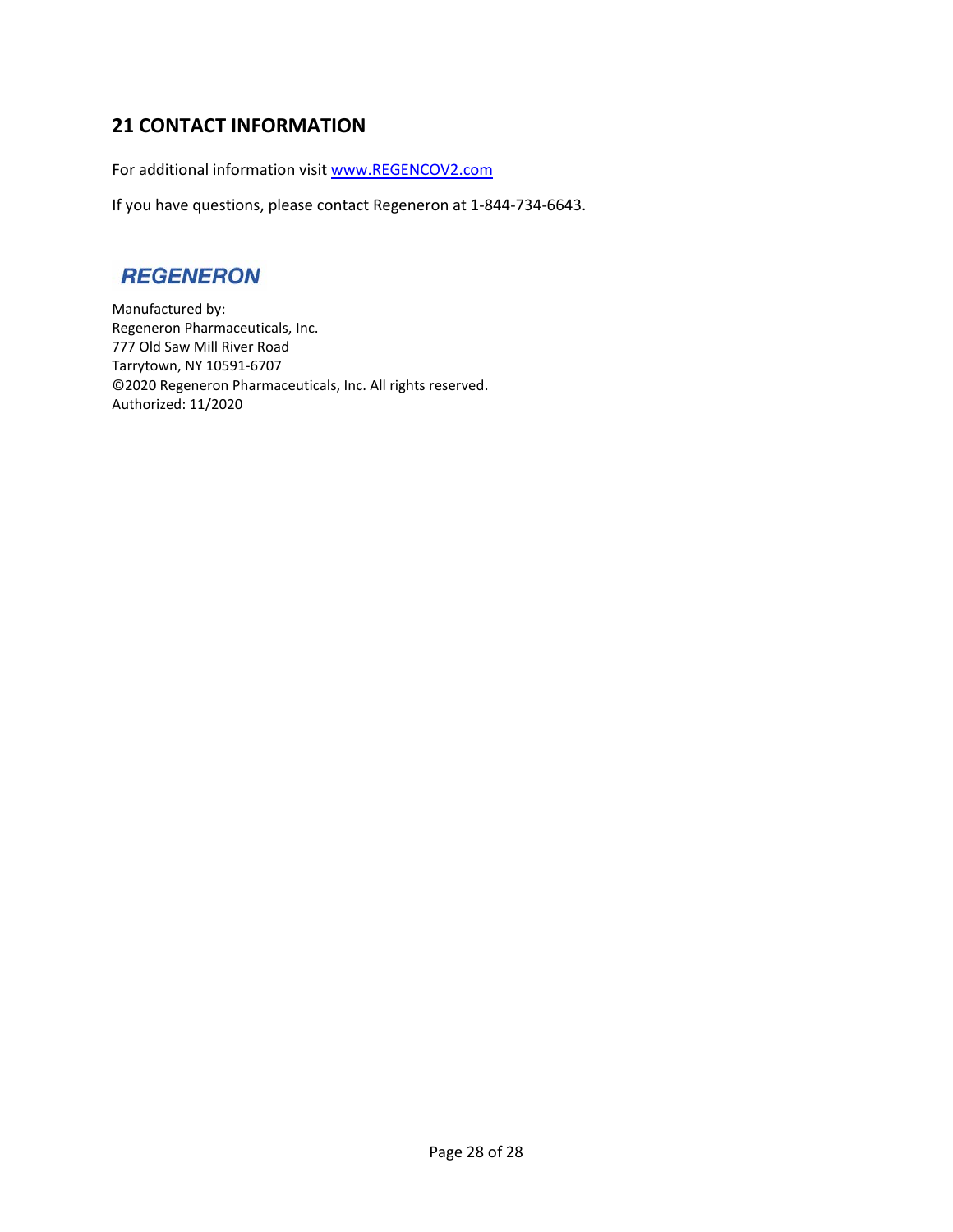## 21 CONTACT INFORMATION

For additional information visit [www.REGENCOV2.com](http://www.REGENCOV2.com)

If you have questions, please contact Regeneron at 1-844-734-6643.

REGENERON

Manufactured by:
Regeneron Pharmaceuticals, Inc.
777 Old Saw Mill River Road
Tarrytown, NY 10591-6707
©2020 Regeneron Pharmaceuticals, Inc. All rights reserved.
Authorized: 11/2020